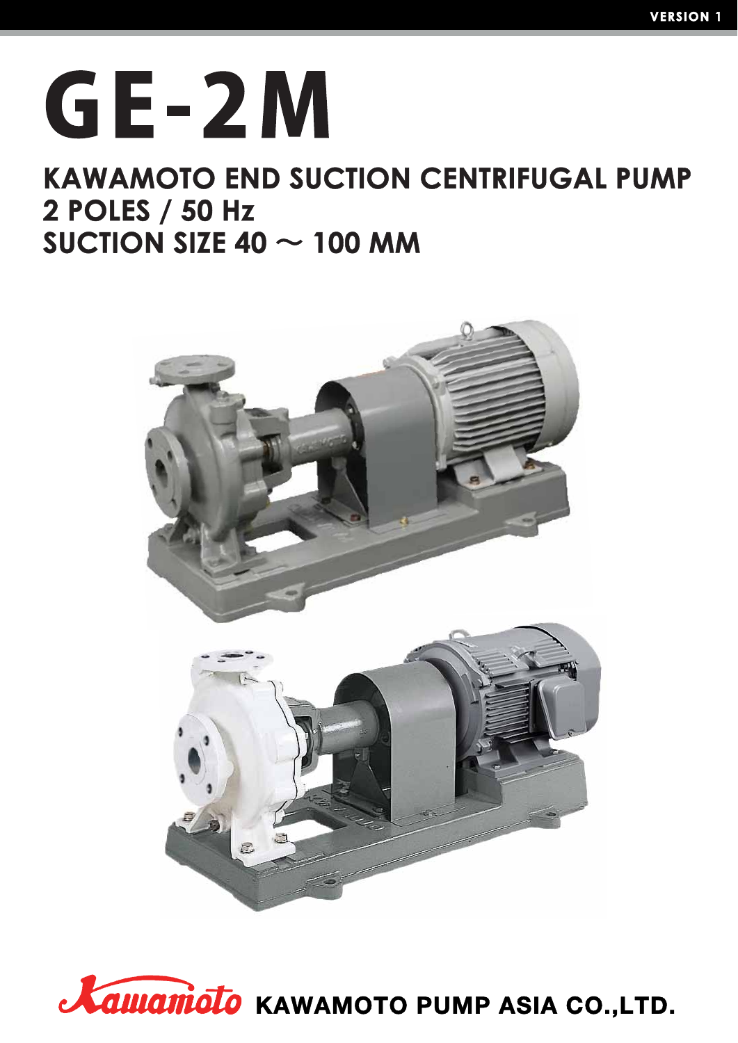# GE-2M

## KAWAMOTO END SUCTION CENTRIFUGAL PUMP
## 2 POLES / 50 Hz
## SUCTION SIZE 40 ～ 100 MM

Kawamoto KAWAMOTO PUMP ASIA CO.,LTD.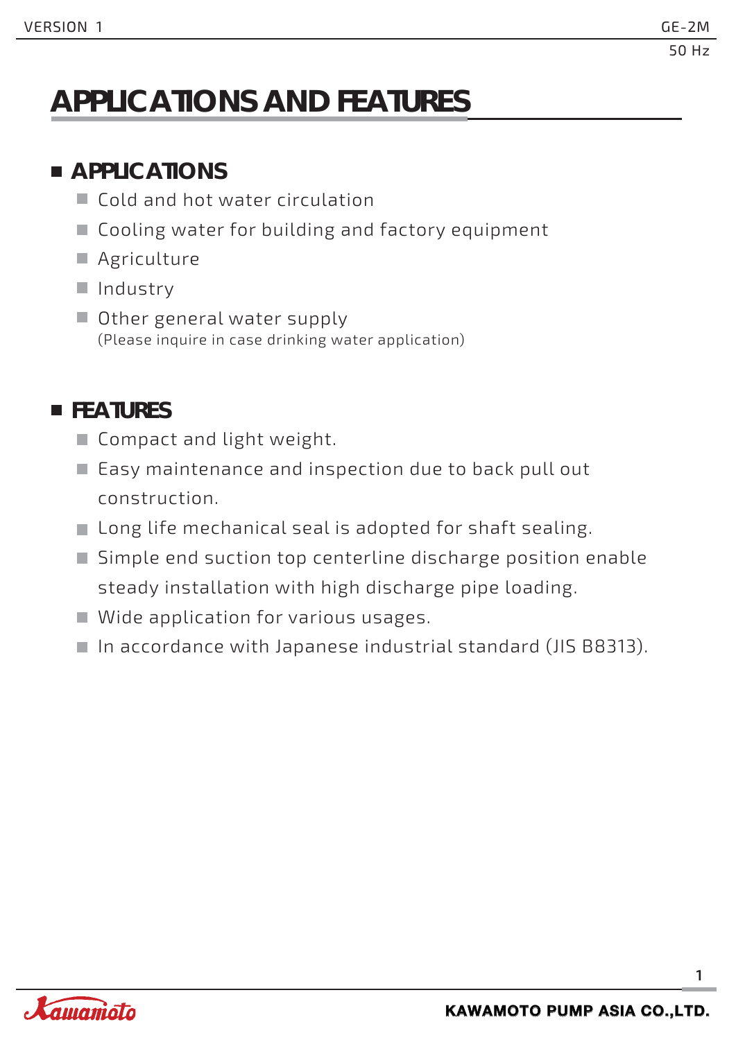# APPLICATIONS AND FEATURES

## APPLICATIONS

- Cold and hot water circulation
- Cooling water for building and factory equipment
- Agriculture
- Industry
- Other general water supply
  (Please inquire in case drinking water application)

## FEATURES

- Compact and light weight.
- Easy maintenance and inspection due to back pull out construction.
- Long life mechanical seal is adopted for shaft sealing.
- Simple end suction top centerline discharge position enable steady installation with high discharge pipe loading.
- Wide application for various usages.
- In accordance with Japanese industrial standard (JIS B8313).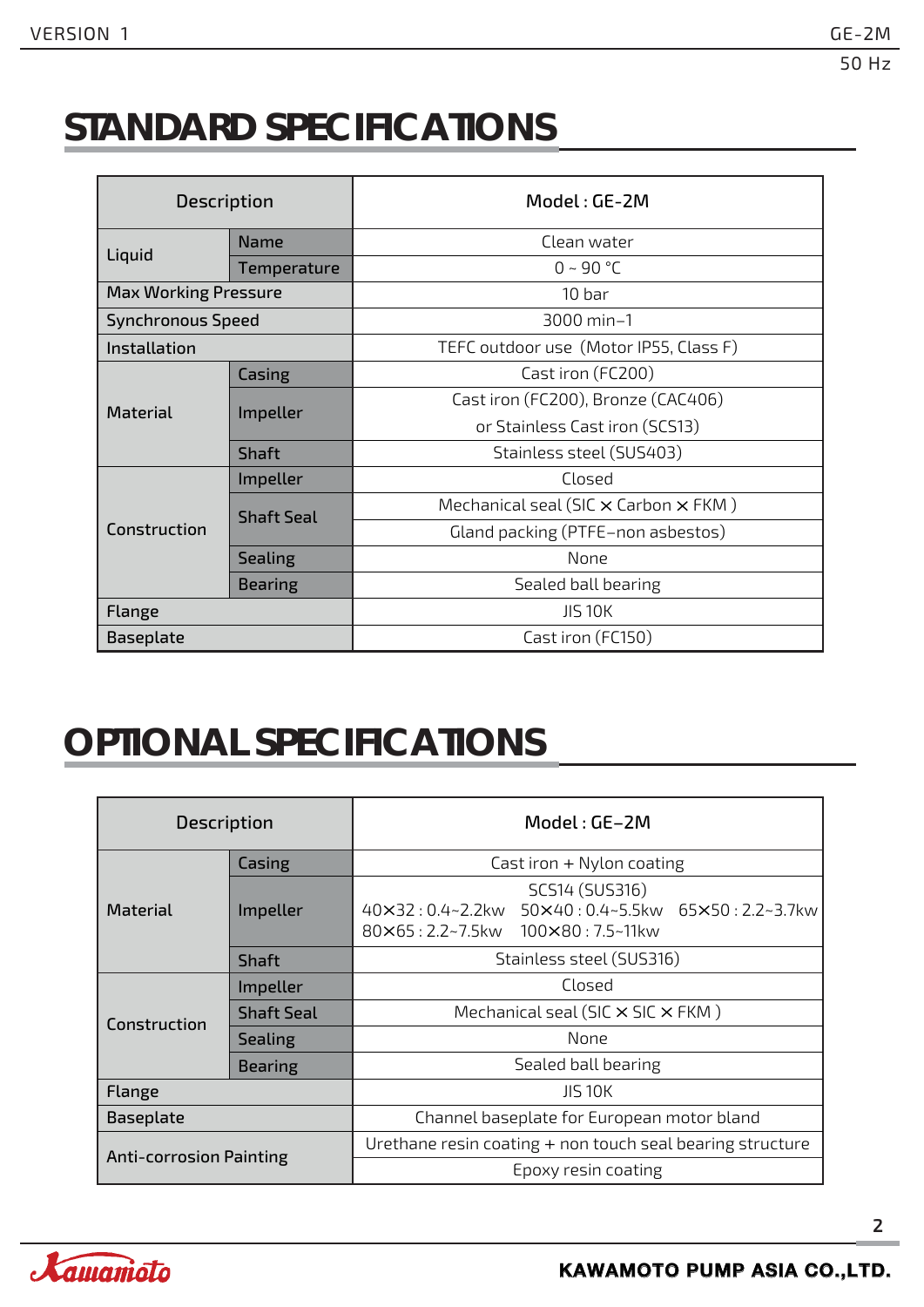## STANDARD SPECIFICATIONS

| Description | | Model : GE-2M |
|---|---|---|
| Liquid | Name | Clean water |
| | Temperature | 0 ~ 90 °C |
| Max Working Pressure | | 10 bar |
| Synchronous Speed | | 3000 min−1 |
| Installation | | TEFC outdoor use (Motor IP55, Class F) |
| Material | Casing | Cast iron (FC200) |
| | Impeller | Cast iron (FC200), Bronze (CAC406) or Stainless Cast iron (SCS13) |
| | Shaft | Stainless steel (SUS403) |
| Construction | Impeller | Closed |
| | Shaft Seal | Mechanical seal (SIC × Carbon × FKM ) |
| | | Gland packing (PTFE−non asbestos) |
| | Sealing | None |
| | Bearing | Sealed ball bearing |
| Flange | | JIS 10K |
| Baseplate | | Cast iron (FC150) |

## OPTIONAL SPECIFICATIONS

| Description | | Model : GE−2M |
|---|---|---|
| Material | Casing | Cast iron + Nylon coating |
| | Impeller | SCS14 (SUS316) 40×32 : 0.4~2.2kw 50×40 : 0.4~5.5kw 65×50 : 2.2~3.7kw 80×65 : 2.2~7.5kw 100×80 : 7.5~11kw |
| | Shaft | Stainless steel (SUS316) |
| Construction | Impeller | Closed |
| | Shaft Seal | Mechanical seal (SIC × SIC × FKM ) |
| | Sealing | None |
| | Bearing | Sealed ball bearing |
| Flange | | JIS 10K |
| Baseplate | | Channel baseplate for European motor bland |
| Anti-corrosion Painting | | Urethane resin coating + non touch seal bearing structure |
| | | Epoxy resin coating |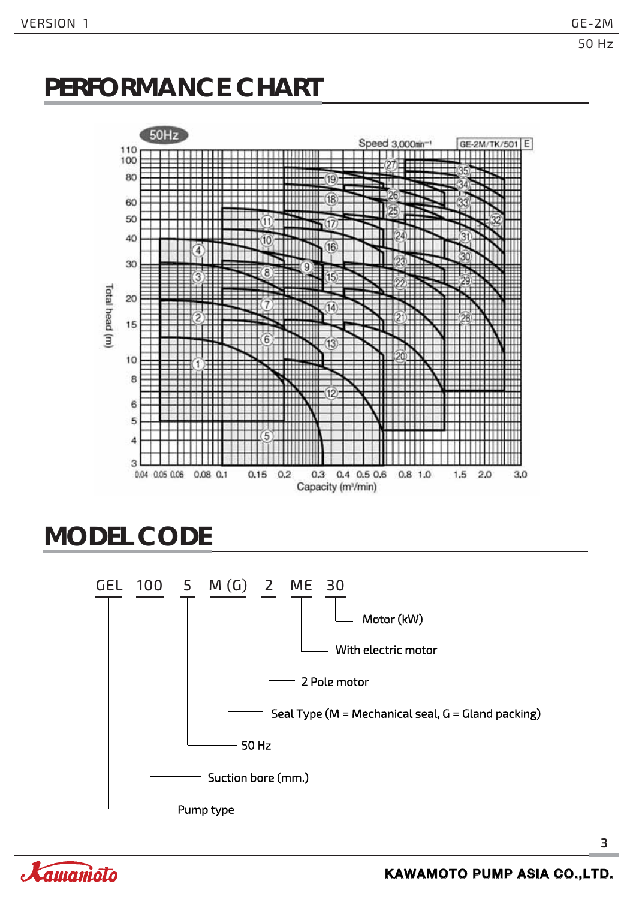# PERFORMANCE CHART

50Hz

Speed 3,000min⁻¹

GE-2M/TK/501 E

Total head (m)

Capacity (m³/min)

# MODEL CODE

GEL 100 5 M (G) 2 ME 30

- Motor (kW)
- With electric motor
- 2 Pole motor
- Seal Type (M = Mechanical seal, G = Gland packing)
- 50 Hz
- Suction bore (mm.)
- Pump type

KAWAMOTO PUMP ASIA CO.,LTD.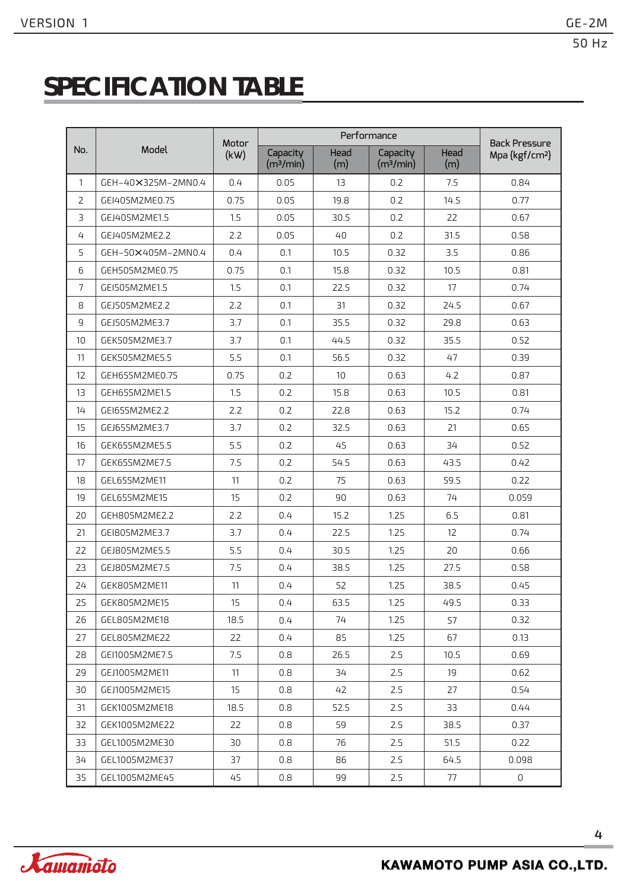# SPECIFICATION TABLE

| No. | Model | Motor (kW) | Performance | | | | Back Pressure Mpa {kgf/cm²} |
|---|---|---|---|---|---|---|---|
| | | | Capacity (m³/min) | Head (m) | Capacity (m³/min) | Head (m) | |
| 1 | GEH-40×325M-2MN0.4 | 0.4 | 0.05 | 13 | 0.2 | 7.5 | 0.84 |
| 2 | GEI405M2ME0.75 | 0.75 | 0.05 | 19.8 | 0.2 | 14.5 | 0.77 |
| 3 | GEJ405M2ME1.5 | 1.5 | 0.05 | 30.5 | 0.2 | 22 | 0.67 |
| 4 | GEJ405M2ME2.2 | 2.2 | 0.05 | 40 | 0.2 | 31.5 | 0.58 |
| 5 | GEH-50×405M-2MN0.4 | 0.4 | 0.1 | 10.5 | 0.32 | 3.5 | 0.86 |
| 6 | GEH505M2ME0.75 | 0.75 | 0.1 | 15.8 | 0.32 | 10.5 | 0.81 |
| 7 | GEI505M2ME1.5 | 1.5 | 0.1 | 22.5 | 0.32 | 17 | 0.74 |
| 8 | GEJ505M2ME2.2 | 2.2 | 0.1 | 31 | 0.32 | 24.5 | 0.67 |
| 9 | GEJ505M2ME3.7 | 3.7 | 0.1 | 35.5 | 0.32 | 29.8 | 0.63 |
| 10 | GEK505M2ME3.7 | 3.7 | 0.1 | 44.5 | 0.32 | 35.5 | 0.52 |
| 11 | GEK505M2ME5.5 | 5.5 | 0.1 | 56.5 | 0.32 | 47 | 0.39 |
| 12 | GEH655M2ME0.75 | 0.75 | 0.2 | 10 | 0.63 | 4.2 | 0.87 |
| 13 | GEH655M2ME1.5 | 1.5 | 0.2 | 15.8 | 0.63 | 10.5 | 0.81 |
| 14 | GEI655M2ME2.2 | 2.2 | 0.2 | 22.8 | 0.63 | 15.2 | 0.74 |
| 15 | GEJ655M2ME3.7 | 3.7 | 0.2 | 32.5 | 0.63 | 21 | 0.65 |
| 16 | GEK655M2ME5.5 | 5.5 | 0.2 | 45 | 0.63 | 34 | 0.52 |
| 17 | GEK655M2ME7.5 | 7.5 | 0.2 | 54.5 | 0.63 | 43.5 | 0.42 |
| 18 | GEL655M2ME11 | 11 | 0.2 | 75 | 0.63 | 59.5 | 0.22 |
| 19 | GEL655M2ME15 | 15 | 0.2 | 90 | 0.63 | 74 | 0.059 |
| 20 | GEH805M2ME2.2 | 2.2 | 0.4 | 15.2 | 1.25 | 6.5 | 0.81 |
| 21 | GEI805M2ME3.7 | 3.7 | 0.4 | 22.5 | 1.25 | 12 | 0.74 |
| 22 | GEJ805M2ME5.5 | 5.5 | 0.4 | 30.5 | 1.25 | 20 | 0.66 |
| 23 | GEJ805M2ME7.5 | 7.5 | 0.4 | 38.5 | 1.25 | 27.5 | 0.58 |
| 24 | GEK805M2ME11 | 11 | 0.4 | 52 | 1.25 | 38.5 | 0.45 |
| 25 | GEK805M2ME15 | 15 | 0.4 | 63.5 | 1.25 | 49.5 | 0.33 |
| 26 | GEL805M2ME18 | 18.5 | 0.4 | 74 | 1.25 | 57 | 0.32 |
| 27 | GEL805M2ME22 | 22 | 0.4 | 85 | 1.25 | 67 | 0.13 |
| 28 | GEI1005M2ME7.5 | 7.5 | 0.8 | 26.5 | 2.5 | 10.5 | 0.69 |
| 29 | GEJ1005M2ME11 | 11 | 0.8 | 34 | 2.5 | 19 | 0.62 |
| 30 | GEJ1005M2ME15 | 15 | 0.8 | 42 | 2.5 | 27 | 0.54 |
| 31 | GEK1005M2ME18 | 18.5 | 0.8 | 52.5 | 2.5 | 33 | 0.44 |
| 32 | GEK1005M2ME22 | 22 | 0.8 | 59 | 2.5 | 38.5 | 0.37 |
| 33 | GEL1005M2ME30 | 30 | 0.8 | 76 | 2.5 | 51.5 | 0.22 |
| 34 | GEL1005M2ME37 | 37 | 0.8 | 86 | 2.5 | 64.5 | 0.098 |
| 35 | GEL1005M2ME45 | 45 | 0.8 | 99 | 2.5 | 77 | 0 |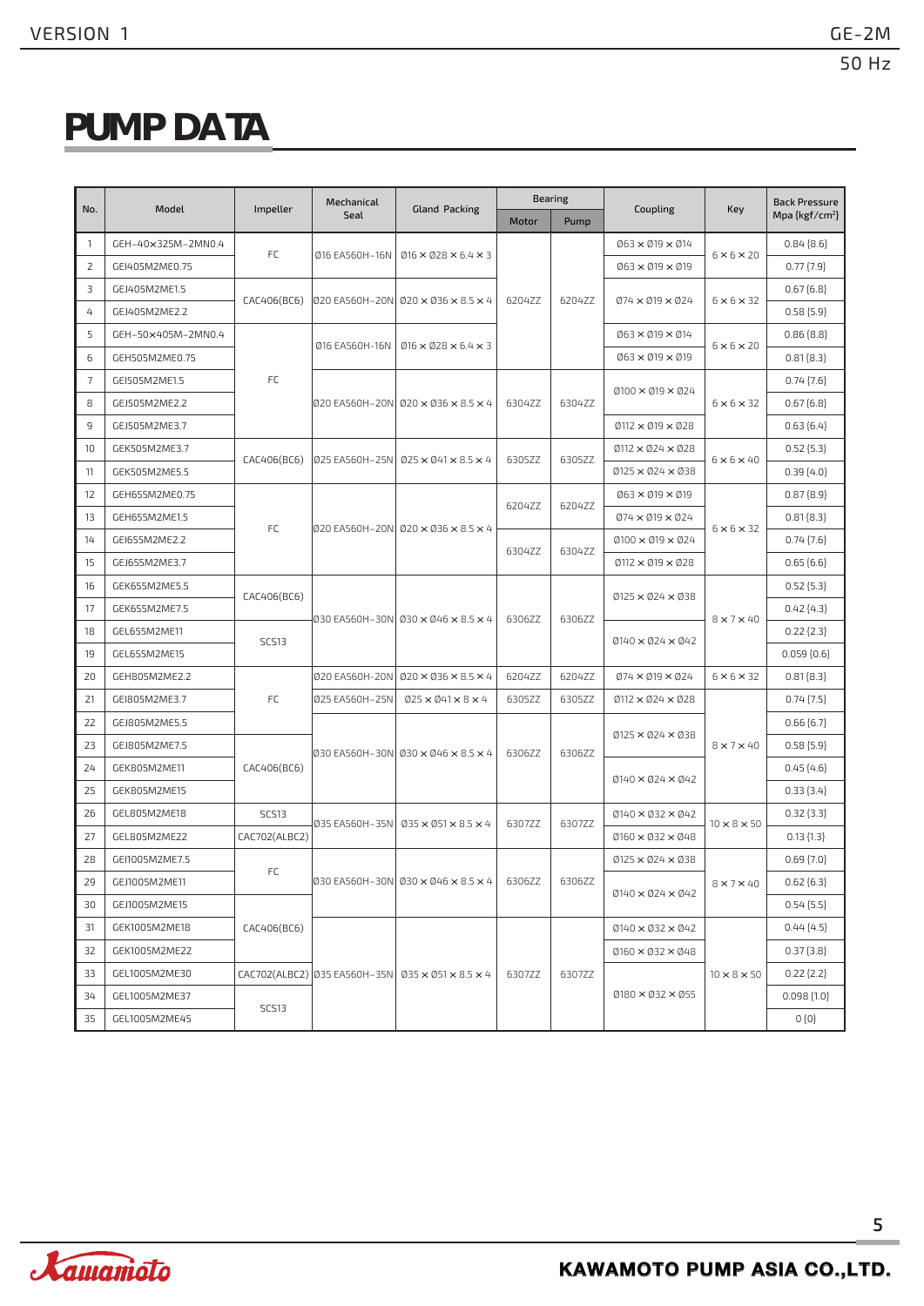# PUMP DATA

| No. | Model | Impeller | Mechanical Seal | Gland Packing | Bearing | | Coupling | Key | Back Pressure Mpa (kgf/cm²) |
|---|---|---|---|---|---|---|---|---|---|
| | | | | | Motor | Pump | | | |
| 1 | GEH-40×325M-2MN0.4 | FC | Ø16 EA560H-16N | Ø16 × Ø28 × 6.4 × 3 | 6204ZZ | 6204ZZ | Ø63 × Ø19 × Ø14 | 6 × 6 × 20 | 0.84 (8.6) |
| 2 | GEI405M2ME0.75 | FC | Ø16 EA560H-16N | Ø16 × Ø28 × 6.4 × 3 | 6204ZZ | 6204ZZ | Ø63 × Ø19 × Ø19 | 6 × 6 × 20 | 0.77 (7.9) |
| 3 | GEJ405M2ME1.5 | CAC406(BC6) | Ø20 EA560H-20N | Ø20 × Ø36 × 8.5 × 4 | 6204ZZ | 6204ZZ | Ø74 × Ø19 × Ø24 | 6 × 6 × 32 | 0.67 (6.8) |
| 4 | GEJ405M2ME2.2 | CAC406(BC6) | Ø20 EA560H-20N | Ø20 × Ø36 × 8.5 × 4 | 6204ZZ | 6204ZZ | Ø74 × Ø19 × Ø24 | 6 × 6 × 32 | 0.58 (5.9) |
| 5 | GEH-50×405M-2MN0.4 | FC | Ø16 EA560H-16N | Ø16 × Ø28 × 6.4 × 3 | 6204ZZ | 6204ZZ | Ø63 × Ø19 × Ø14 | 6 × 6 × 20 | 0.86 (8.8) |
| 6 | GEH505M2ME0.75 | FC | Ø16 EA560H-16N | Ø16 × Ø28 × 6.4 × 3 | 6204ZZ | 6204ZZ | Ø63 × Ø19 × Ø19 | 6 × 6 × 20 | 0.81 (8.3) |
| 7 | GEI505M2ME1.5 | FC | Ø20 EA560H-20N | Ø20 × Ø36 × 8.5 × 4 | 6304ZZ | 6304ZZ | Ø100 × Ø19 × Ø24 | 6 × 6 × 32 | 0.74 (7.6) |
| 8 | GEJ505M2ME2.2 | FC | Ø20 EA560H-20N | Ø20 × Ø36 × 8.5 × 4 | 6304ZZ | 6304ZZ | Ø100 × Ø19 × Ø24 | 6 × 6 × 32 | 0.67 (6.8) |
| 9 | GEJ505M2ME3.7 | FC | Ø20 EA560H-20N | Ø20 × Ø36 × 8.5 × 4 | 6304ZZ | 6304ZZ | Ø112 × Ø19 × Ø28 | 6 × 6 × 32 | 0.63 (6.4) |
| 10 | GEK505M2ME3.7 | CAC406(BC6) | Ø25 EA560H-25N | Ø25 × Ø41 × 8.5 × 4 | 6305ZZ | 6305ZZ | Ø112 × Ø24 × Ø28 | 6 × 6 × 40 | 0.52 (5.3) |
| 11 | GEK505M2ME5.5 | CAC406(BC6) | Ø25 EA560H-25N | Ø25 × Ø41 × 8.5 × 4 | 6305ZZ | 6305ZZ | Ø125 × Ø24 × Ø38 | 6 × 6 × 40 | 0.39 (4.0) |
| 12 | GEH655M2ME0.75 | FC | Ø20 EA560H-20N | Ø20 × Ø36 × 8.5 × 4 | 6204ZZ | 6204ZZ | Ø63 × Ø19 × Ø19 | 6 × 6 × 32 | 0.87 (8.9) |
| 13 | GEH655M2ME1.5 | FC | Ø20 EA560H-20N | Ø20 × Ø36 × 8.5 × 4 | 6204ZZ | 6204ZZ | Ø74 × Ø19 × Ø24 | 6 × 6 × 32 | 0.81 (8.3) |
| 14 | GEI655M2ME2.2 | FC | Ø20 EA560H-20N | Ø20 × Ø36 × 8.5 × 4 | 6304ZZ | 6304ZZ | Ø100 × Ø19 × Ø24 | 6 × 6 × 32 | 0.74 (7.6) |
| 15 | GEJ655M2ME3.7 | FC | Ø20 EA560H-20N | Ø20 × Ø36 × 8.5 × 4 | 6304ZZ | 6304ZZ | Ø112 × Ø19 × Ø28 | 6 × 6 × 32 | 0.65 (6.6) |
| 16 | GEK655M2ME5.5 | CAC406(BC6) | Ø30 EA560H-30N | Ø30 × Ø46 × 8.5 × 4 | 6306ZZ | 6306ZZ | Ø125 × Ø24 × Ø38 | 8 × 7 × 40 | 0.52 (5.3) |
| 17 | GEK655M2ME7.5 | CAC406(BC6) | Ø30 EA560H-30N | Ø30 × Ø46 × 8.5 × 4 | 6306ZZ | 6306ZZ | Ø125 × Ø24 × Ø38 | 8 × 7 × 40 | 0.42 (4.3) |
| 18 | GEL655M2ME11 | SCS13 | Ø30 EA560H-30N | Ø30 × Ø46 × 8.5 × 4 | 6306ZZ | 6306ZZ | Ø140 × Ø24 × Ø42 | 8 × 7 × 40 | 0.22 (2.3) |
| 19 | GEL655M2ME15 | SCS13 | Ø30 EA560H-30N | Ø30 × Ø46 × 8.5 × 4 | 6306ZZ | 6306ZZ | Ø140 × Ø24 × Ø42 | 8 × 7 × 40 | 0.059 (0.6) |
| 20 | GEH805M2ME2.2 | FC | Ø20 EA560H-20N | Ø20 × Ø36 × 8.5 × 4 | 6204ZZ | 6204ZZ | Ø74 × Ø19 × Ø24 | 6 × 6 × 32 | 0.81 (8.3) |
| 21 | GEI805M2ME3.7 | FC | Ø25 EA560H-25N | Ø25 × Ø41 × 8 × 4 | 6305ZZ | 6305ZZ | Ø112 × Ø24 × Ø28 | 8 × 7 × 40 | 0.74 (7.5) |
| 22 | GEJ805M2ME5.5 | FC | Ø30 EA560H-30N | Ø30 × Ø46 × 8.5 × 4 | 6306ZZ | 6306ZZ | Ø125 × Ø24 × Ø38 | 8 × 7 × 40 | 0.66 (6.7) |
| 23 | GEJ805M2ME7.5 | CAC406(BC6) | Ø30 EA560H-30N | Ø30 × Ø46 × 8.5 × 4 | 6306ZZ | 6306ZZ | Ø125 × Ø24 × Ø38 | 8 × 7 × 40 | 0.58 (5.9) |
| 24 | GEK805M2ME11 | CAC406(BC6) | Ø30 EA560H-30N | Ø30 × Ø46 × 8.5 × 4 | 6306ZZ | 6306ZZ | Ø140 × Ø24 × Ø42 | 8 × 7 × 40 | 0.45 (4.6) |
| 25 | GEK805M2ME15 | CAC406(BC6) | Ø30 EA560H-30N | Ø30 × Ø46 × 8.5 × 4 | 6306ZZ | 6306ZZ | Ø140 × Ø24 × Ø42 | 8 × 7 × 40 | 0.33 (3.4) |
| 26 | GEL805M2ME18 | SCS13 | Ø35 EA560H-35N | Ø35 × Ø51 × 8.5 × 4 | 6307ZZ | 6307ZZ | Ø140 × Ø32 × Ø42 | 10 × 8 × 50 | 0.32 (3.3) |
| 27 | GEL805M2ME22 | CAC702(ALBC2) | Ø35 EA560H-35N | Ø35 × Ø51 × 8.5 × 4 | 6307ZZ | 6307ZZ | Ø160 × Ø32 × Ø48 | 10 × 8 × 50 | 0.13 (1.3) |
| 28 | GEI1005M2ME7.5 | FC | Ø30 EA560H-30N | Ø30 × Ø46 × 8.5 × 4 | 6306ZZ | 6306ZZ | Ø125 × Ø24 × Ø38 | 8 × 7 × 40 | 0.69 (7.0) |
| 29 | GEJ1005M2ME11 | FC | Ø30 EA560H-30N | Ø30 × Ø46 × 8.5 × 4 | 6306ZZ | 6306ZZ | Ø140 × Ø24 × Ø42 | 8 × 7 × 40 | 0.62 (6.3) |
| 30 | GEJ1005M2ME15 | CAC406(BC6) | Ø30 EA560H-30N | Ø30 × Ø46 × 8.5 × 4 | 6306ZZ | 6306ZZ | Ø140 × Ø24 × Ø42 | 8 × 7 × 40 | 0.54 (5.5) |
| 31 | GEK1005M2ME18 | CAC406(BC6) | Ø35 EA560H-35N | Ø35 × Ø51 × 8.5 × 4 | 6307ZZ | 6307ZZ | Ø140 × Ø32 × Ø42 | 10 × 8 × 50 | 0.44 (4.5) |
| 32 | GEK1005M2ME22 | CAC406(BC6) | Ø35 EA560H-35N | Ø35 × Ø51 × 8.5 × 4 | 6307ZZ | 6307ZZ | Ø160 × Ø32 × Ø48 | 10 × 8 × 50 | 0.37 (3.8) |
| 33 | GEL1005M2ME30 | CAC702(ALBC2) | Ø35 EA560H-35N | Ø35 × Ø51 × 8.5 × 4 | 6307ZZ | 6307ZZ | Ø180 × Ø32 × Ø55 | 10 × 8 × 50 | 0.22 (2.2) |
| 34 | GEL1005M2ME37 | SCS13 | Ø35 EA560H-35N | Ø35 × Ø51 × 8.5 × 4 | 6307ZZ | 6307ZZ | Ø180 × Ø32 × Ø55 | 10 × 8 × 50 | 0.098 (1.0) |
| 35 | GEL1005M2ME45 | SCS13 | Ø35 EA560H-35N | Ø35 × Ø51 × 8.5 × 4 | 6307ZZ | 6307ZZ | Ø180 × Ø32 × Ø55 | 10 × 8 × 50 | 0 (0) |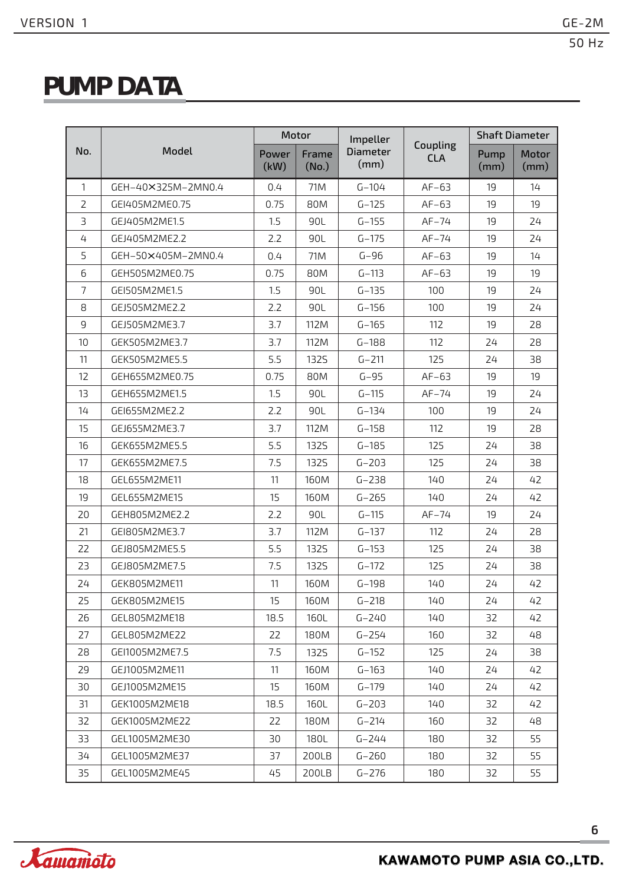# PUMP DATA

| No. | Model | Motor | | Impeller Diameter (mm) | Coupling CLA | Shaft Diameter | |
|---|---|---|---|---|---|---|---|
| | | Power (kW) | Frame (No.) | | | Pump (mm) | Motor (mm) |
| 1 | GEH-40×325M-2MN0.4 | 0.4 | 71M | G-104 | AF-63 | 19 | 14 |
| 2 | GEI405M2ME0.75 | 0.75 | 80M | G-125 | AF-63 | 19 | 19 |
| 3 | GEJ405M2ME1.5 | 1.5 | 90L | G-155 | AF-74 | 19 | 24 |
| 4 | GEJ405M2ME2.2 | 2.2 | 90L | G-175 | AF-74 | 19 | 24 |
| 5 | GEH-50×405M-2MN0.4 | 0.4 | 71M | G-96 | AF-63 | 19 | 14 |
| 6 | GEH505M2ME0.75 | 0.75 | 80M | G-113 | AF-63 | 19 | 19 |
| 7 | GEI505M2ME1.5 | 1.5 | 90L | G-135 | 100 | 19 | 24 |
| 8 | GEJ505M2ME2.2 | 2.2 | 90L | G-156 | 100 | 19 | 24 |
| 9 | GEJ505M2ME3.7 | 3.7 | 112M | G-165 | 112 | 19 | 28 |
| 10 | GEK505M2ME3.7 | 3.7 | 112M | G-188 | 112 | 24 | 28 |
| 11 | GEK505M2ME5.5 | 5.5 | 132S | G-211 | 125 | 24 | 38 |
| 12 | GEH655M2ME0.75 | 0.75 | 80M | G-95 | AF-63 | 19 | 19 |
| 13 | GEH655M2ME1.5 | 1.5 | 90L | G-115 | AF-74 | 19 | 24 |
| 14 | GEI655M2ME2.2 | 2.2 | 90L | G-134 | 100 | 19 | 24 |
| 15 | GEJ655M2ME3.7 | 3.7 | 112M | G-158 | 112 | 19 | 28 |
| 16 | GEK655M2ME5.5 | 5.5 | 132S | G-185 | 125 | 24 | 38 |
| 17 | GEK655M2ME7.5 | 7.5 | 132S | G-203 | 125 | 24 | 38 |
| 18 | GEL655M2ME11 | 11 | 160M | G-238 | 140 | 24 | 42 |
| 19 | GEL655M2ME15 | 15 | 160M | G-265 | 140 | 24 | 42 |
| 20 | GEH805M2ME2.2 | 2.2 | 90L | G-115 | AF-74 | 19 | 24 |
| 21 | GEI805M2ME3.7 | 3.7 | 112M | G-137 | 112 | 24 | 28 |
| 22 | GEJ805M2ME5.5 | 5.5 | 132S | G-153 | 125 | 24 | 38 |
| 23 | GEJ805M2ME7.5 | 7.5 | 132S | G-172 | 125 | 24 | 38 |
| 24 | GEK805M2ME11 | 11 | 160M | G-198 | 140 | 24 | 42 |
| 25 | GEK805M2ME15 | 15 | 160M | G-218 | 140 | 24 | 42 |
| 26 | GEL805M2ME18 | 18.5 | 160L | G-240 | 140 | 32 | 42 |
| 27 | GEL805M2ME22 | 22 | 180M | G-254 | 160 | 32 | 48 |
| 28 | GEI1005M2ME7.5 | 7.5 | 132S | G-152 | 125 | 24 | 38 |
| 29 | GEJ1005M2ME11 | 11 | 160M | G-163 | 140 | 24 | 42 |
| 30 | GEJ1005M2ME15 | 15 | 160M | G-179 | 140 | 24 | 42 |
| 31 | GEK1005M2ME18 | 18.5 | 160L | G-203 | 140 | 32 | 42 |
| 32 | GEK1005M2ME22 | 22 | 180M | G-214 | 160 | 32 | 48 |
| 33 | GEL1005M2ME30 | 30 | 180L | G-244 | 180 | 32 | 55 |
| 34 | GEL1005M2ME37 | 37 | 200LB | G-260 | 180 | 32 | 55 |
| 35 | GEL1005M2ME45 | 45 | 200LB | G-276 | 180 | 32 | 55 |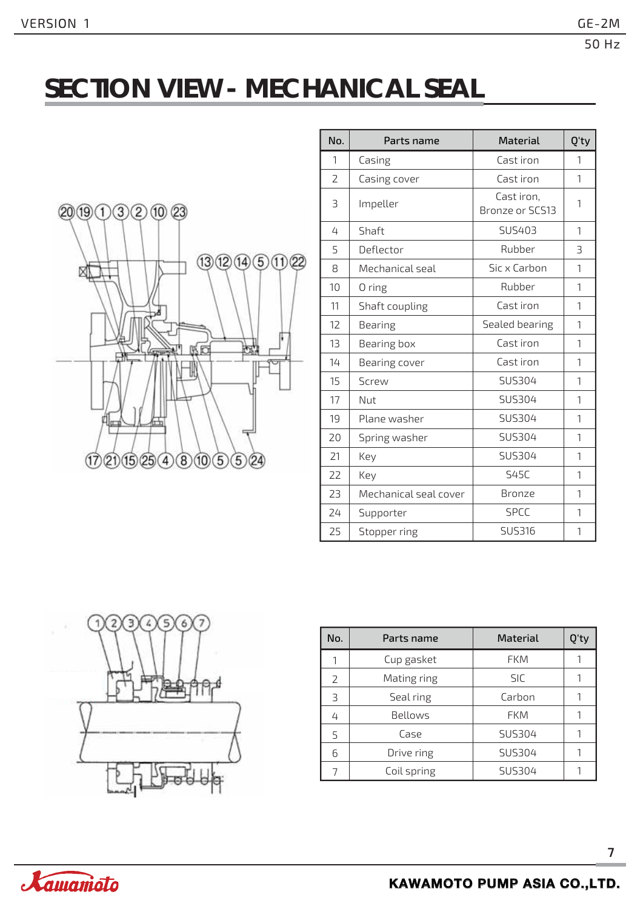# SECTION VIEW - MECHANICAL SEAL

| No. | Parts name | Material | Q'ty |
|---|---|---|---|
| 1 | Casing | Cast iron | 1 |
| 2 | Casing cover | Cast iron | 1 |
| 3 | Impeller | Cast iron, Bronze or SCS13 | 1 |
| 4 | Shaft | SUS403 | 1 |
| 5 | Deflector | Rubber | 3 |
| 8 | Mechanical seal | Sic x Carbon | 1 |
| 10 | O ring | Rubber | 1 |
| 11 | Shaft coupling | Cast iron | 1 |
| 12 | Bearing | Sealed bearing | 1 |
| 13 | Bearing box | Cast iron | 1 |
| 14 | Bearing cover | Cast iron | 1 |
| 15 | Screw | SUS304 | 1 |
| 17 | Nut | SUS304 | 1 |
| 19 | Plane washer | SUS304 | 1 |
| 20 | Spring washer | SUS304 | 1 |
| 21 | Key | SUS304 | 1 |
| 22 | Key | S45C | 1 |
| 23 | Mechanical seal cover | Bronze | 1 |
| 24 | Supporter | SPCC | 1 |
| 25 | Stopper ring | SUS316 | 1 |

| No. | Parts name | Material | Q'ty |
|---|---|---|---|
| 1 | Cup gasket | FKM | 1 |
| 2 | Mating ring | SIC | 1 |
| 3 | Seal ring | Carbon | 1 |
| 4 | Bellows | FKM | 1 |
| 5 | Case | SUS304 | 1 |
| 6 | Drive ring | SUS304 | 1 |
| 7 | Coil spring | SUS304 | 1 |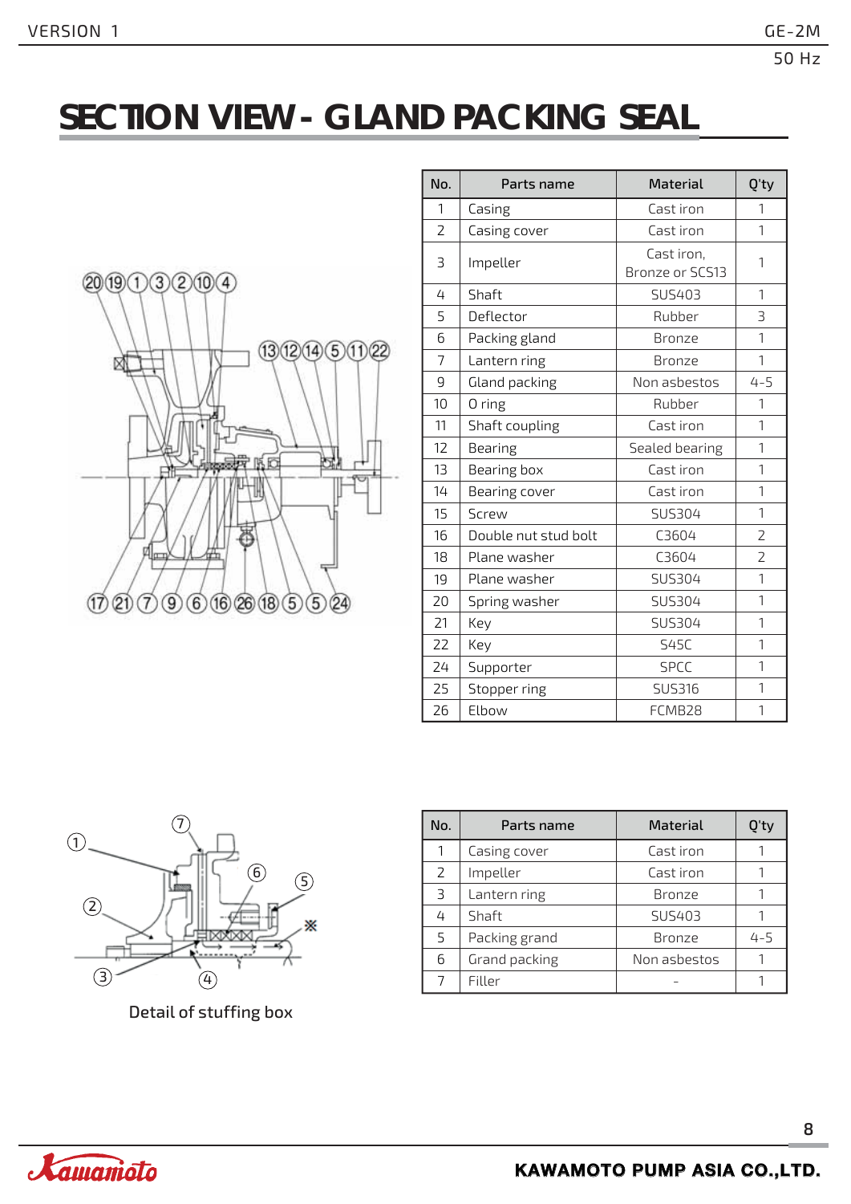# SECTION VIEW - GLAND PACKING SEAL

| No. | Parts name | Material | Q'ty |
|---|---|---|---|
| 1 | Casing | Cast iron | 1 |
| 2 | Casing cover | Cast iron | 1 |
| 3 | Impeller | Cast iron, Bronze or SCS13 | 1 |
| 4 | Shaft | SUS403 | 1 |
| 5 | Deflector | Rubber | 3 |
| 6 | Packing gland | Bronze | 1 |
| 7 | Lantern ring | Bronze | 1 |
| 9 | Gland packing | Non asbestos | 4-5 |
| 10 | O ring | Rubber | 1 |
| 11 | Shaft coupling | Cast iron | 1 |
| 12 | Bearing | Sealed bearing | 1 |
| 13 | Bearing box | Cast iron | 1 |
| 14 | Bearing cover | Cast iron | 1 |
| 15 | Screw | SUS304 | 1 |
| 16 | Double nut stud bolt | C3604 | 2 |
| 18 | Plane washer | C3604 | 2 |
| 19 | Plane washer | SUS304 | 1 |
| 20 | Spring washer | SUS304 | 1 |
| 21 | Key | SUS304 | 1 |
| 22 | Key | S45C | 1 |
| 24 | Supporter | SPCC | 1 |
| 25 | Stopper ring | SUS316 | 1 |
| 26 | Elbow | FCMB28 | 1 |

Detail of stuffing box

| No. | Parts name | Material | Q'ty |
|---|---|---|---|
| 1 | Casing cover | Cast iron | 1 |
| 2 | Impeller | Cast iron | 1 |
| 3 | Lantern ring | Bronze | 1 |
| 4 | Shaft | SUS403 | 1 |
| 5 | Packing grand | Bronze | 4-5 |
| 6 | Grand packing | Non asbestos | 1 |
| 7 | Filler | - | 1 |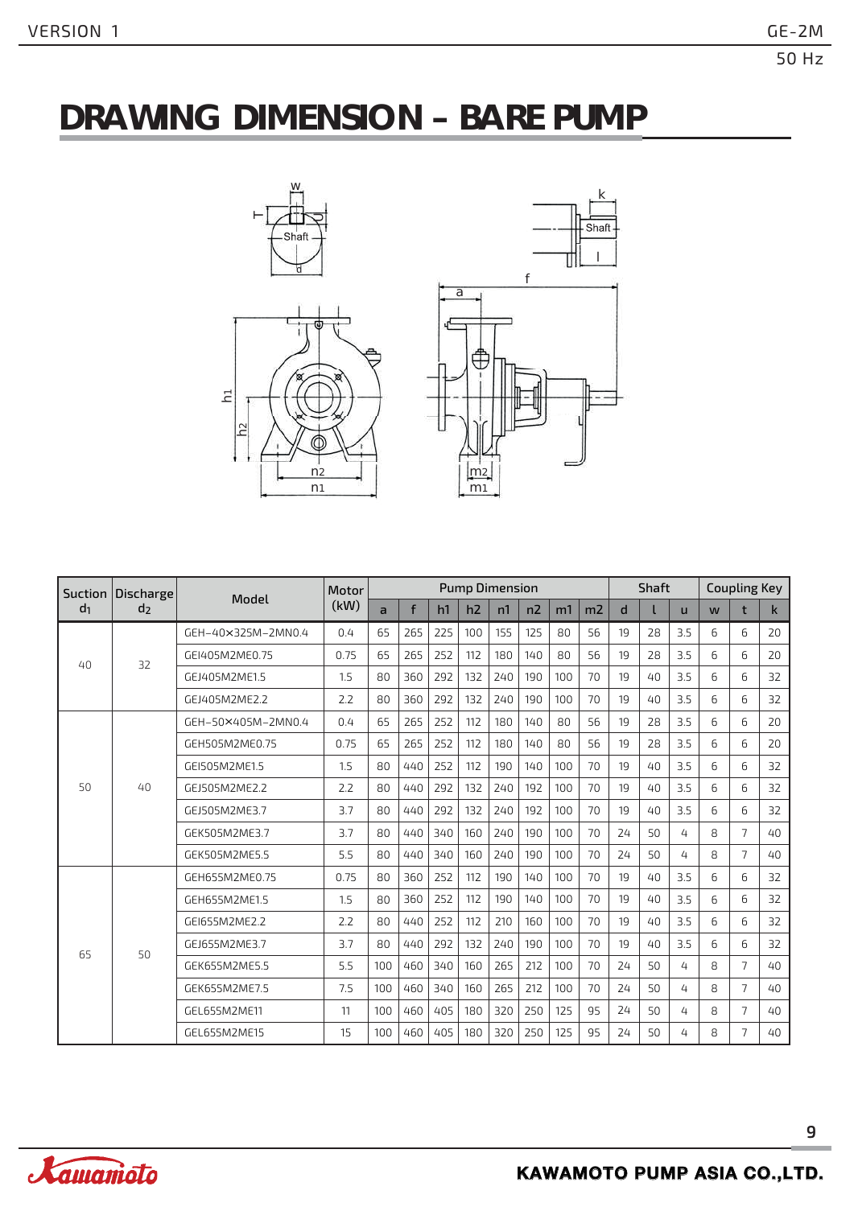# DRAWING DIMENSION – BARE PUMP

| Suction $d_1$ | Discharge $d_2$ | Model | Motor (kW) | Pump Dimension | | | | | | | | Shaft | | | Coupling Key | | |
|---|---|---|---|---|---|---|---|---|---|---|---|---|---|---|---|---|---|
| | | | | a | f | h1 | h2 | n1 | n2 | m1 | m2 | d | l | u | w | t | k |
| 40 | 32 | GEH-40×325M-2MN0.4 | 0.4 | 65 | 265 | 225 | 100 | 155 | 125 | 80 | 56 | 19 | 28 | 3.5 | 6 | 6 | 20 |
| | | GEI405M2ME0.75 | 0.75 | 65 | 265 | 252 | 112 | 180 | 140 | 80 | 56 | 19 | 28 | 3.5 | 6 | 6 | 20 |
| | | GEJ405M2ME1.5 | 1.5 | 80 | 360 | 292 | 132 | 240 | 190 | 100 | 70 | 19 | 40 | 3.5 | 6 | 6 | 32 |
| | | GEJ405M2ME2.2 | 2.2 | 80 | 360 | 292 | 132 | 240 | 190 | 100 | 70 | 19 | 40 | 3.5 | 6 | 6 | 32 |
| 50 | 40 | GEH-50×405M-2MN0.4 | 0.4 | 65 | 265 | 252 | 112 | 180 | 140 | 80 | 56 | 19 | 28 | 3.5 | 6 | 6 | 20 |
| | | GEH505M2ME0.75 | 0.75 | 65 | 265 | 252 | 112 | 180 | 140 | 80 | 56 | 19 | 28 | 3.5 | 6 | 6 | 20 |
| | | GEI505M2ME1.5 | 1.5 | 80 | 440 | 252 | 112 | 190 | 140 | 100 | 70 | 19 | 40 | 3.5 | 6 | 6 | 32 |
| | | GEJ505M2ME2.2 | 2.2 | 80 | 440 | 292 | 132 | 240 | 192 | 100 | 70 | 19 | 40 | 3.5 | 6 | 6 | 32 |
| | | GEJ505M2ME3.7 | 3.7 | 80 | 440 | 292 | 132 | 240 | 192 | 100 | 70 | 19 | 40 | 3.5 | 6 | 6 | 32 |
| | | GEK505M2ME3.7 | 3.7 | 80 | 440 | 340 | 160 | 240 | 190 | 100 | 70 | 24 | 50 | 4 | 8 | 7 | 40 |
| | | GEK505M2ME5.5 | 5.5 | 80 | 440 | 340 | 160 | 240 | 190 | 100 | 70 | 24 | 50 | 4 | 8 | 7 | 40 |
| 65 | 50 | GEH655M2ME0.75 | 0.75 | 80 | 360 | 252 | 112 | 190 | 140 | 100 | 70 | 19 | 40 | 3.5 | 6 | 6 | 32 |
| | | GEH655M2ME1.5 | 1.5 | 80 | 360 | 252 | 112 | 190 | 140 | 100 | 70 | 19 | 40 | 3.5 | 6 | 6 | 32 |
| | | GEI655M2ME2.2 | 2.2 | 80 | 440 | 252 | 112 | 210 | 160 | 100 | 70 | 19 | 40 | 3.5 | 6 | 6 | 32 |
| | | GEJ655M2ME3.7 | 3.7 | 80 | 440 | 292 | 132 | 240 | 190 | 100 | 70 | 19 | 40 | 3.5 | 6 | 6 | 32 |
| | | GEK655M2ME5.5 | 5.5 | 100 | 460 | 340 | 160 | 265 | 212 | 100 | 70 | 24 | 50 | 4 | 8 | 7 | 40 |
| | | GEK655M2ME7.5 | 7.5 | 100 | 460 | 340 | 160 | 265 | 212 | 100 | 70 | 24 | 50 | 4 | 8 | 7 | 40 |
| | | GEL655M2ME11 | 11 | 100 | 460 | 405 | 180 | 320 | 250 | 125 | 95 | 24 | 50 | 4 | 8 | 7 | 40 |
| | | GEL655M2ME15 | 15 | 100 | 460 | 405 | 180 | 320 | 250 | 125 | 95 | 24 | 50 | 4 | 8 | 7 | 40 |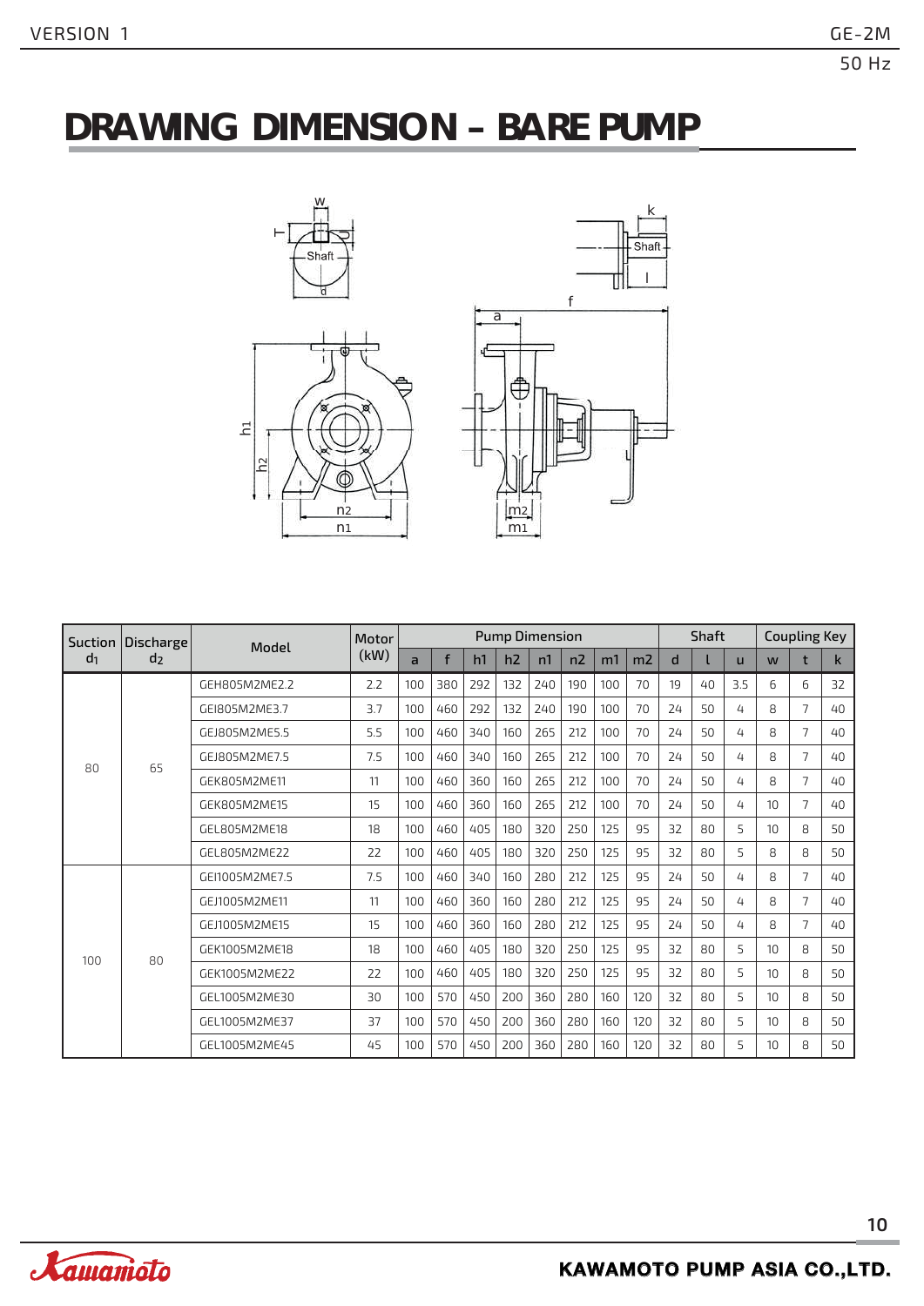# DRAWING DIMENSION – BARE PUMP

| Suction $d_1$ | Discharge $d_2$ | Model | Motor (kW) | Pump Dimension | | | | | | | | Shaft | | | Coupling Key | | |
|---|---|---|---|---|---|---|---|---|---|---|---|---|---|---|---|---|---|
| | | | | a | f | h1 | h2 | n1 | n2 | m1 | m2 | d | l | u | w | t | k |
| 80 | 65 | GEH805M2ME2.2 | 2.2 | 100 | 380 | 292 | 132 | 240 | 190 | 100 | 70 | 19 | 40 | 3.5 | 6 | 6 | 32 |
| | | GEI805M2ME3.7 | 3.7 | 100 | 460 | 292 | 132 | 240 | 190 | 100 | 70 | 24 | 50 | 4 | 8 | 7 | 40 |
| | | GEJ805M2ME5.5 | 5.5 | 100 | 460 | 340 | 160 | 265 | 212 | 100 | 70 | 24 | 50 | 4 | 8 | 7 | 40 |
| | | GEJ805M2ME7.5 | 7.5 | 100 | 460 | 340 | 160 | 265 | 212 | 100 | 70 | 24 | 50 | 4 | 8 | 7 | 40 |
| | | GEK805M2ME11 | 11 | 100 | 460 | 360 | 160 | 265 | 212 | 100 | 70 | 24 | 50 | 4 | 8 | 7 | 40 |
| | | GEK805M2ME15 | 15 | 100 | 460 | 360 | 160 | 265 | 212 | 100 | 70 | 24 | 50 | 4 | 10 | 7 | 40 |
| | | GEL805M2ME18 | 18 | 100 | 460 | 405 | 180 | 320 | 250 | 125 | 95 | 32 | 80 | 5 | 10 | 8 | 50 |
| | | GEL805M2ME22 | 22 | 100 | 460 | 405 | 180 | 320 | 250 | 125 | 95 | 32 | 80 | 5 | 8 | 8 | 50 |
| 100 | 80 | GEI1005M2ME7.5 | 7.5 | 100 | 460 | 340 | 160 | 280 | 212 | 125 | 95 | 24 | 50 | 4 | 8 | 7 | 40 |
| | | GEJ1005M2ME11 | 11 | 100 | 460 | 360 | 160 | 280 | 212 | 125 | 95 | 24 | 50 | 4 | 8 | 7 | 40 |
| | | GEJ1005M2ME15 | 15 | 100 | 460 | 360 | 160 | 280 | 212 | 125 | 95 | 24 | 50 | 4 | 8 | 7 | 40 |
| | | GEK1005M2ME18 | 18 | 100 | 460 | 405 | 180 | 320 | 250 | 125 | 95 | 32 | 80 | 5 | 10 | 8 | 50 |
| | | GEK1005M2ME22 | 22 | 100 | 460 | 405 | 180 | 320 | 250 | 125 | 95 | 32 | 80 | 5 | 10 | 8 | 50 |
| | | GEL1005M2ME30 | 30 | 100 | 570 | 450 | 200 | 360 | 280 | 160 | 120 | 32 | 80 | 5 | 10 | 8 | 50 |
| | | GEL1005M2ME37 | 37 | 100 | 570 | 450 | 200 | 360 | 280 | 160 | 120 | 32 | 80 | 5 | 10 | 8 | 50 |
| | | GEL1005M2ME45 | 45 | 100 | 570 | 450 | 200 | 360 | 280 | 160 | 120 | 32 | 80 | 5 | 10 | 8 | 50 |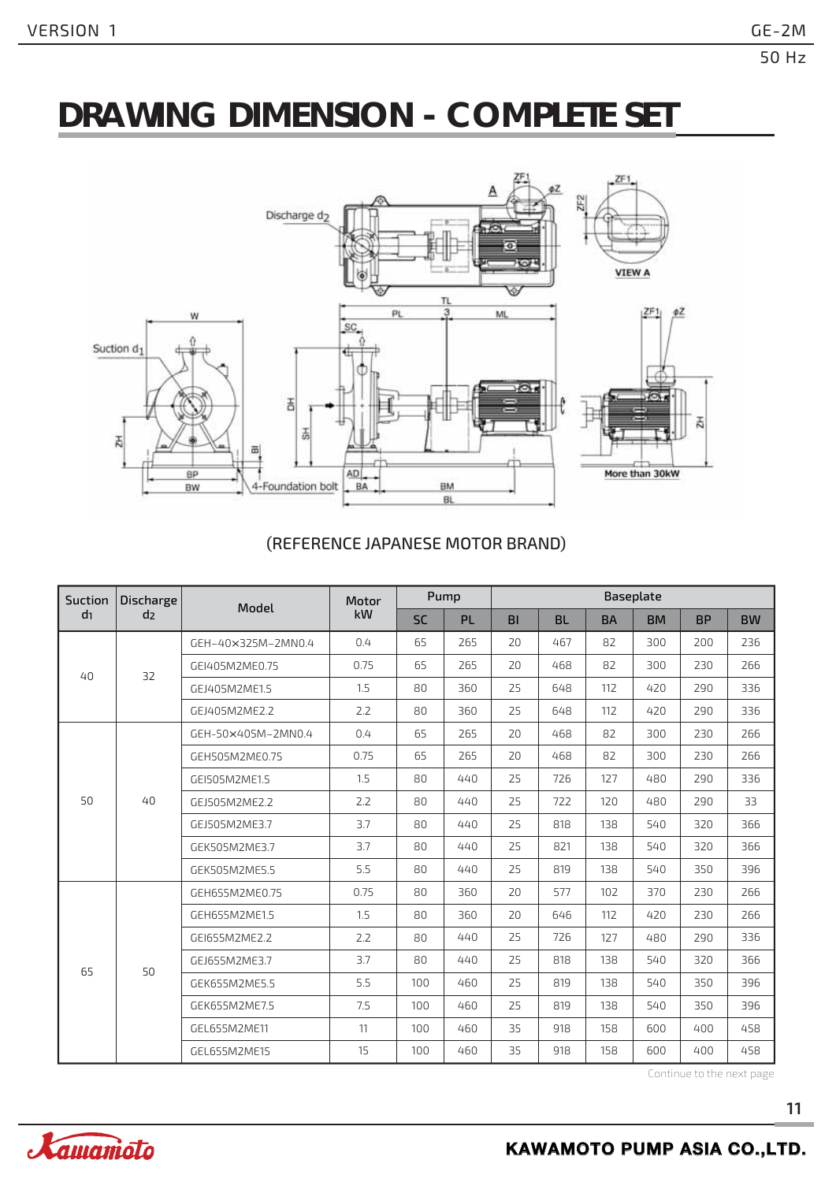# DRAWING DIMENSION - COMPLETE SET

(REFERENCE JAPANESE MOTOR BRAND)

| Suction $d_1$ | Discharge $d_2$ | Model | Motor kW | Pump | | Baseplate | | | | | |
|---|---|---|---|---|---|---|---|---|---|---|---|
| | | | | SC | PL | BI | BL | BA | BM | BP | BW |
| 40 | 32 | GEH-40×325M-2MN0.4 | 0.4 | 65 | 265 | 20 | 467 | 82 | 300 | 200 | 236 |
| | | GEI405M2ME0.75 | 0.75 | 65 | 265 | 20 | 468 | 82 | 300 | 230 | 266 |
| | | GEJ405M2ME1.5 | 1.5 | 80 | 360 | 25 | 648 | 112 | 420 | 290 | 336 |
| | | GEJ405M2ME2.2 | 2.2 | 80 | 360 | 25 | 648 | 112 | 420 | 290 | 336 |
| 50 | 40 | GEH-50×405M-2MN0.4 | 0.4 | 65 | 265 | 20 | 468 | 82 | 300 | 230 | 266 |
| | | GEH505M2ME0.75 | 0.75 | 65 | 265 | 20 | 468 | 82 | 300 | 230 | 266 |
| | | GEI505M2ME1.5 | 1.5 | 80 | 440 | 25 | 726 | 127 | 480 | 290 | 336 |
| | | GEJ505M2ME2.2 | 2.2 | 80 | 440 | 25 | 722 | 120 | 480 | 290 | 33 |
| | | GEJ505M2ME3.7 | 3.7 | 80 | 440 | 25 | 818 | 138 | 540 | 320 | 366 |
| | | GEK505M2ME3.7 | 3.7 | 80 | 440 | 25 | 821 | 138 | 540 | 320 | 366 |
| | | GEK505M2ME5.5 | 5.5 | 80 | 440 | 25 | 819 | 138 | 540 | 350 | 396 |
| 65 | 50 | GEH655M2ME0.75 | 0.75 | 80 | 360 | 20 | 577 | 102 | 370 | 230 | 266 |
| | | GEH655M2ME1.5 | 1.5 | 80 | 360 | 20 | 646 | 112 | 420 | 230 | 266 |
| | | GEI655M2ME2.2 | 2.2 | 80 | 440 | 25 | 726 | 127 | 480 | 290 | 336 |
| | | GEJ655M2ME3.7 | 3.7 | 80 | 440 | 25 | 818 | 138 | 540 | 320 | 366 |
| | | GEK655M2ME5.5 | 5.5 | 100 | 460 | 25 | 819 | 138 | 540 | 350 | 396 |
| | | GEK655M2ME7.5 | 7.5 | 100 | 460 | 25 | 819 | 138 | 540 | 350 | 396 |
| | | GEL655M2ME11 | 11 | 100 | 460 | 35 | 918 | 158 | 600 | 400 | 458 |
| | | GEL655M2ME15 | 15 | 100 | 460 | 35 | 918 | 158 | 600 | 400 | 458 |

Continue to the next page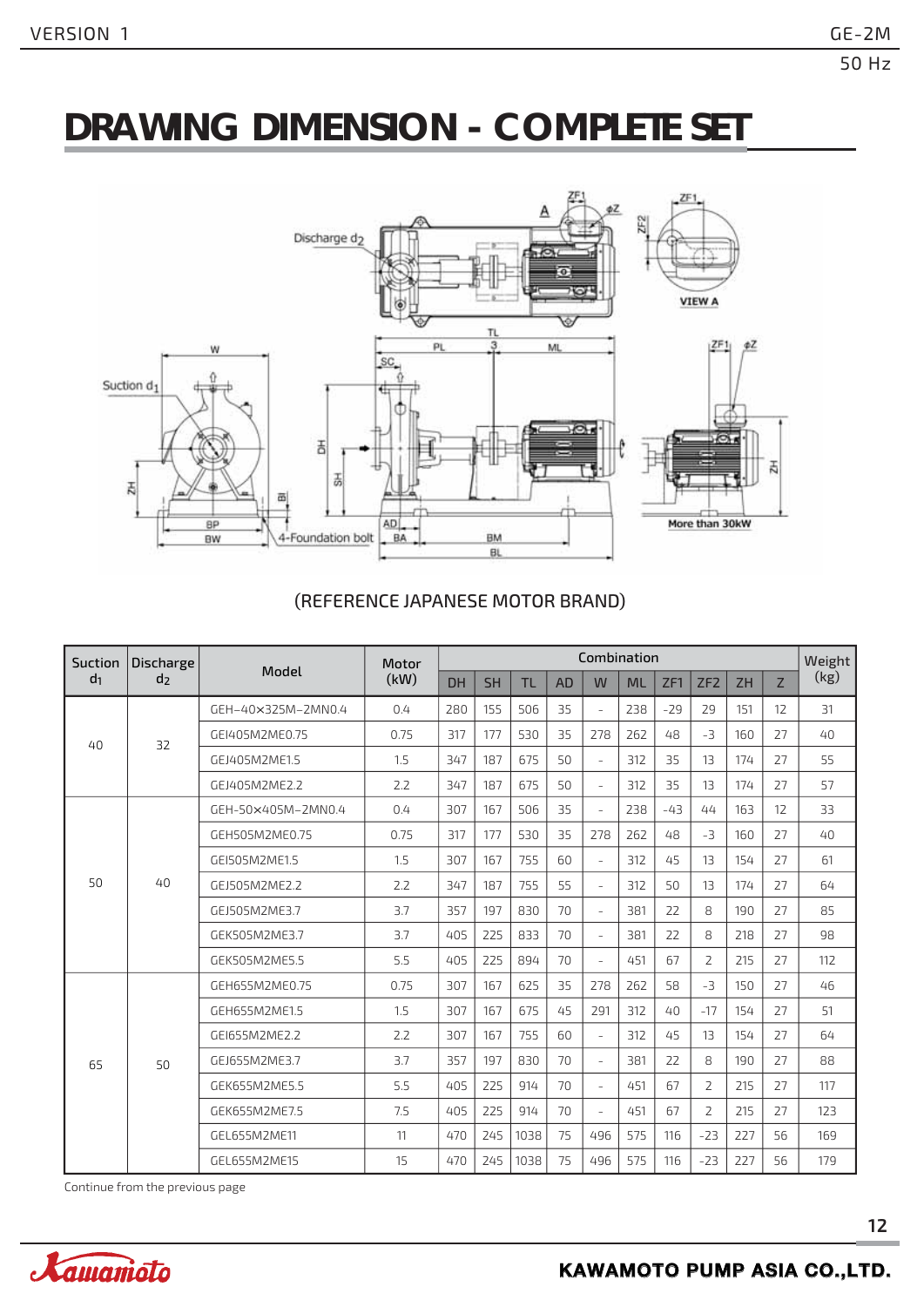# DRAWING DIMENSION - COMPLETE SET

(REFERENCE JAPANESE MOTOR BRAND)

| Suction $d_1$ | Discharge $d_2$ | Model | Motor (kW) | Combination | | | | | | | | | | Weight (kg) |
|---|---|---|---|---|---|---|---|---|---|---|---|---|---|---|
| | | | | DH | SH | TL | AD | W | ML | ZF1 | ZF2 | ZH | Z | |
| 40 | 32 | GEH-40×325M-2MN0.4 | 0.4 | 280 | 155 | 506 | 35 | - | 238 | -29 | 29 | 151 | 12 | 31 |
| | | GEI405M2ME0.75 | 0.75 | 317 | 177 | 530 | 35 | 278 | 262 | 48 | -3 | 160 | 27 | 40 |
| | | GEJ405M2ME1.5 | 1.5 | 347 | 187 | 675 | 50 | - | 312 | 35 | 13 | 174 | 27 | 55 |
| | | GEJ405M2ME2.2 | 2.2 | 347 | 187 | 675 | 50 | - | 312 | 35 | 13 | 174 | 27 | 57 |
| 50 | 40 | GEH-50×405M-2MN0.4 | 0.4 | 307 | 167 | 506 | 35 | - | 238 | -43 | 44 | 163 | 12 | 33 |
| | | GEH505M2ME0.75 | 0.75 | 317 | 177 | 530 | 35 | 278 | 262 | 48 | -3 | 160 | 27 | 40 |
| | | GEI505M2ME1.5 | 1.5 | 307 | 167 | 755 | 60 | - | 312 | 45 | 13 | 154 | 27 | 61 |
| | | GEJ505M2ME2.2 | 2.2 | 347 | 187 | 755 | 55 | - | 312 | 50 | 13 | 174 | 27 | 64 |
| | | GEJ505M2ME3.7 | 3.7 | 357 | 197 | 830 | 70 | - | 381 | 22 | 8 | 190 | 27 | 85 |
| | | GEK505M2ME3.7 | 3.7 | 405 | 225 | 833 | 70 | - | 381 | 22 | 8 | 218 | 27 | 98 |
| | | GEK505M2ME5.5 | 5.5 | 405 | 225 | 894 | 70 | - | 451 | 67 | 2 | 215 | 27 | 112 |
| 65 | 50 | GEH655M2ME0.75 | 0.75 | 307 | 167 | 625 | 35 | 278 | 262 | 58 | -3 | 150 | 27 | 46 |
| | | GEH655M2ME1.5 | 1.5 | 307 | 167 | 675 | 45 | 291 | 312 | 40 | -17 | 154 | 27 | 51 |
| | | GEI655M2ME2.2 | 2.2 | 307 | 167 | 755 | 60 | - | 312 | 45 | 13 | 154 | 27 | 64 |
| | | GEJ655M2ME3.7 | 3.7 | 357 | 197 | 830 | 70 | - | 381 | 22 | 8 | 190 | 27 | 88 |
| | | GEK655M2ME5.5 | 5.5 | 405 | 225 | 914 | 70 | - | 451 | 67 | 2 | 215 | 27 | 117 |
| | | GEK655M2ME7.5 | 7.5 | 405 | 225 | 914 | 70 | - | 451 | 67 | 2 | 215 | 27 | 123 |
| | | GEL655M2ME11 | 11 | 470 | 245 | 1038 | 75 | 496 | 575 | 116 | -23 | 227 | 56 | 169 |
| | | GEL655M2ME15 | 15 | 470 | 245 | 1038 | 75 | 496 | 575 | 116 | -23 | 227 | 56 | 179 |

Continue from the previous page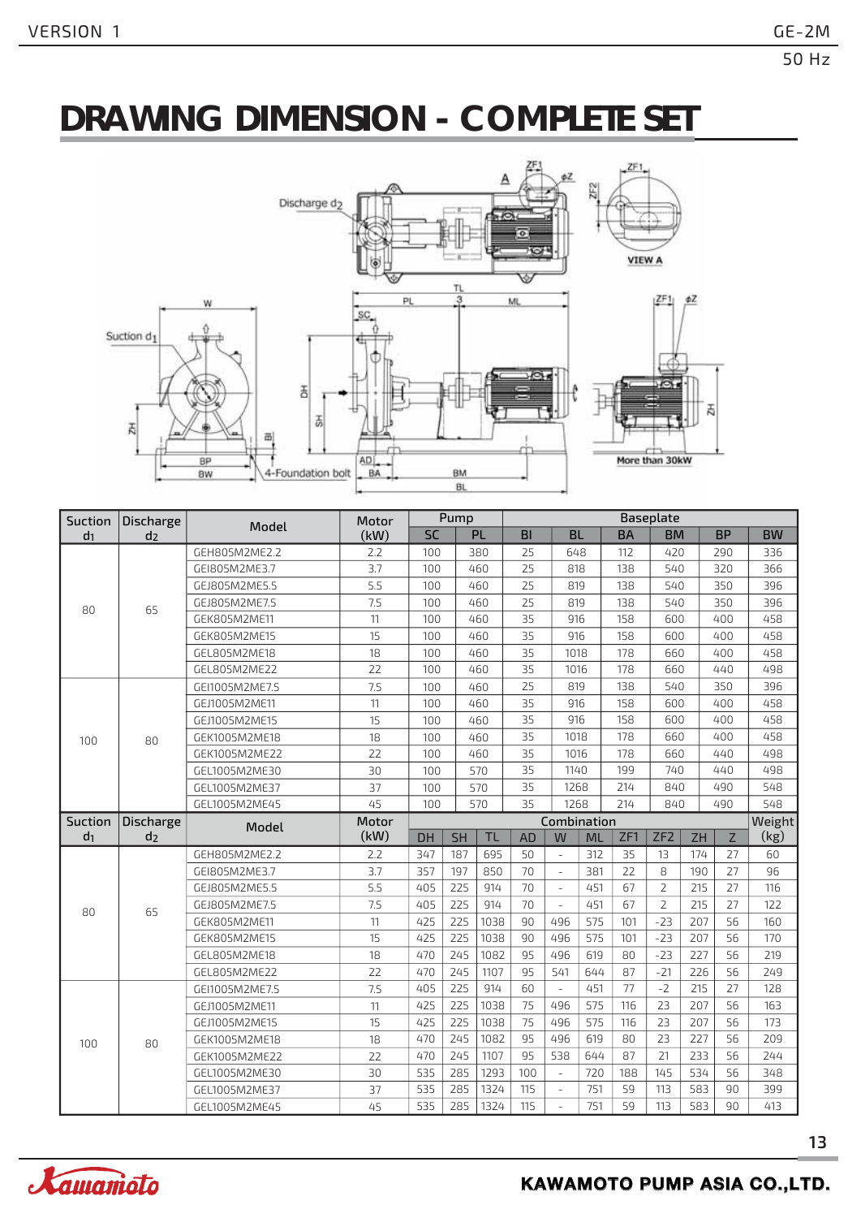# DRAWING DIMENSION - COMPLETE SET

| Suction $d_1$ | Discharge $d_2$ | Model | Motor (kW) | Pump | | Baseplate | | | | | |
|---|---|---|---|---|---|---|---|---|---|---|---|
| | | | | SC | PL | BI | BL | BA | BM | BP | BW |
| 80 | 65 | GEH805M2ME2.2 | 2.2 | 100 | 380 | 25 | 648 | 112 | 420 | 290 | 336 |
| | | GEI805M2ME3.7 | 3.7 | 100 | 460 | 25 | 818 | 138 | 540 | 320 | 366 |
| | | GEJ805M2ME5.5 | 5.5 | 100 | 460 | 25 | 819 | 138 | 540 | 350 | 396 |
| | | GEJ805M2ME7.5 | 7.5 | 100 | 460 | 25 | 819 | 138 | 540 | 350 | 396 |
| | | GEK805M2ME11 | 11 | 100 | 460 | 35 | 916 | 158 | 600 | 400 | 458 |
| | | GEK805M2ME15 | 15 | 100 | 460 | 35 | 916 | 158 | 600 | 400 | 458 |
| | | GEL805M2ME18 | 18 | 100 | 460 | 35 | 1018 | 178 | 660 | 400 | 458 |
| | | GEL805M2ME22 | 22 | 100 | 460 | 35 | 1016 | 178 | 660 | 440 | 498 |
| 100 | 80 | GEI1005M2ME7.5 | 7.5 | 100 | 460 | 25 | 819 | 138 | 540 | 350 | 396 |
| | | GEJ1005M2ME11 | 11 | 100 | 460 | 35 | 916 | 158 | 600 | 400 | 458 |
| | | GEJ1005M2ME15 | 15 | 100 | 460 | 35 | 916 | 158 | 600 | 400 | 458 |
| | | GEK1005M2ME18 | 18 | 100 | 460 | 35 | 1018 | 178 | 660 | 400 | 458 |
| | | GEK1005M2ME22 | 22 | 100 | 460 | 35 | 1016 | 178 | 660 | 440 | 498 |
| | | GEL1005M2ME30 | 30 | 100 | 570 | 35 | 1140 | 199 | 740 | 440 | 498 |
| | | GEL1005M2ME37 | 37 | 100 | 570 | 35 | 1268 | 214 | 840 | 490 | 548 |
| | | GEL1005M2ME45 | 45 | 100 | 570 | 35 | 1268 | 214 | 840 | 490 | 548 |

| Suction $d_1$ | Discharge $d_2$ | Model | Motor (kW) | Combination | | | | | | | | | | Weight (kg) |
|---|---|---|---|---|---|---|---|---|---|---|---|---|---|---|
| | | | | DH | SH | TL | AD | W | ML | ZF1 | ZF2 | ZH | Z | |
| 80 | 65 | GEH805M2ME2.2 | 2.2 | 347 | 187 | 695 | 50 | - | 312 | 35 | 13 | 174 | 27 | 60 |
| | | GEI805M2ME3.7 | 3.7 | 357 | 197 | 850 | 70 | - | 381 | 22 | 8 | 190 | 27 | 96 |
| | | GEJ805M2ME5.5 | 5.5 | 405 | 225 | 914 | 70 | - | 451 | 67 | 2 | 215 | 27 | 116 |
| | | GEJ805M2ME7.5 | 7.5 | 405 | 225 | 914 | 70 | - | 451 | 67 | 2 | 215 | 27 | 122 |
| | | GEK805M2ME11 | 11 | 425 | 225 | 1038 | 90 | 496 | 575 | 101 | -23 | 207 | 56 | 160 |
| | | GEK805M2ME15 | 15 | 425 | 225 | 1038 | 90 | 496 | 575 | 101 | -23 | 207 | 56 | 170 |
| | | GEL805M2ME18 | 18 | 470 | 245 | 1082 | 95 | 496 | 619 | 80 | -23 | 227 | 56 | 219 |
| | | GEL805M2ME22 | 22 | 470 | 245 | 1107 | 95 | 541 | 644 | 87 | -21 | 226 | 56 | 249 |
| 100 | 80 | GEI1005M2ME7.5 | 7.5 | 405 | 225 | 914 | 60 | - | 451 | 77 | -2 | 215 | 27 | 128 |
| | | GEJ1005M2ME11 | 11 | 425 | 225 | 1038 | 75 | 496 | 575 | 116 | 23 | 207 | 56 | 163 |
| | | GEJ1005M2ME15 | 15 | 425 | 225 | 1038 | 75 | 496 | 575 | 116 | 23 | 207 | 56 | 173 |
| | | GEK1005M2ME18 | 18 | 470 | 245 | 1082 | 95 | 496 | 619 | 80 | 23 | 227 | 56 | 209 |
| | | GEK1005M2ME22 | 22 | 470 | 245 | 1107 | 95 | 538 | 644 | 87 | 21 | 233 | 56 | 244 |
| | | GEL1005M2ME30 | 30 | 535 | 285 | 1293 | 100 | - | 720 | 188 | 145 | 534 | 56 | 348 |
| | | GEL1005M2ME37 | 37 | 535 | 285 | 1324 | 115 | - | 751 | 59 | 113 | 583 | 90 | 399 |
| | | GEL1005M2ME45 | 45 | 535 | 285 | 1324 | 115 | - | 751 | 59 | 113 | 583 | 90 | 413 |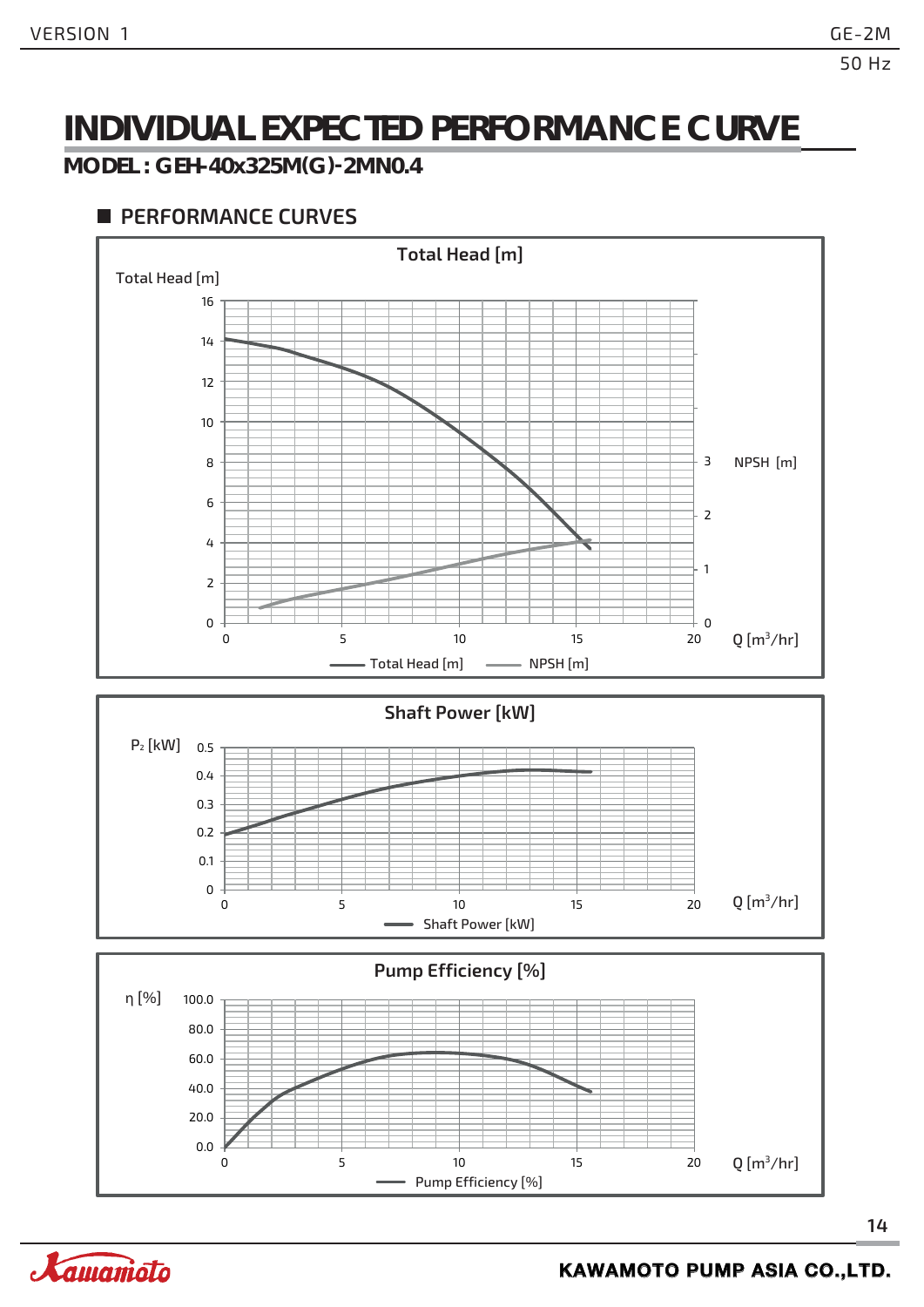# INDIVIDUAL EXPECTED PERFORMANCE CURVE

**MODEL : GEH-40x325M(G)-2MN0.4**

## ■ PERFORMANCE CURVES

**Total Head [m]**

Total Head [m]

16, 14, 12, 10, 8, 6, 4, 2, 0

NPSH [m]

3, 2, 1, 0

Q [m³/hr]

0, 5, 10, 15, 20

Total Head [m] — NPSH [m]

**Shaft Power [kW]**

$P_2$ [kW]

0.5, 0.4, 0.3, 0.2, 0.1, 0

Q [m³/hr]

0, 5, 10, 15, 20

Shaft Power [kW]

**Pump Efficiency [%]**

η [%]

100.0, 80.0, 60.0, 40.0, 20.0, 0.0

Q [m³/hr]

0, 5, 10, 15, 20

Pump Efficiency [%]

KAWAMOTO PUMP ASIA CO.,LTD.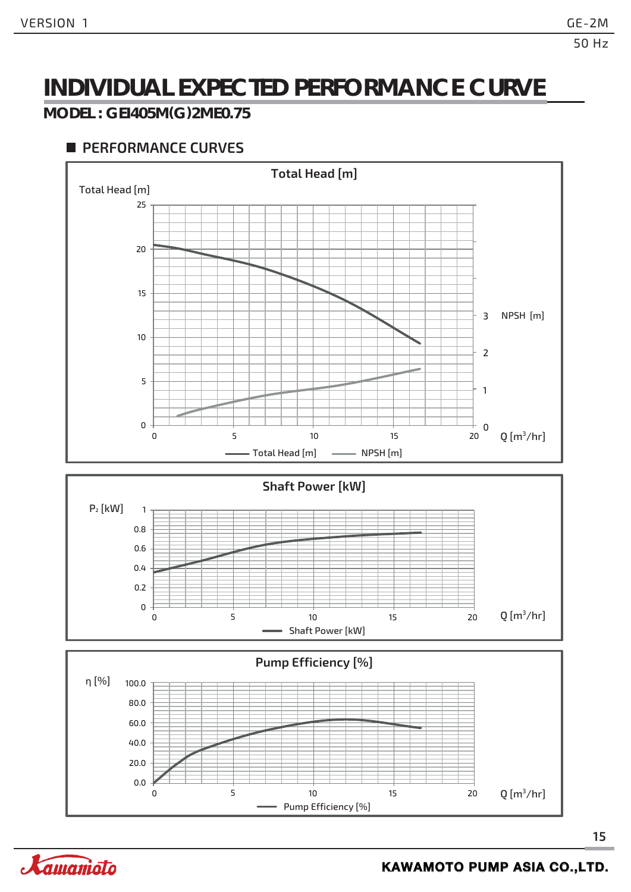# INDIVIDUAL EXPECTED PERFORMANCE CURVE

## MODEL : GEI405M(G)2ME0.75

### PERFORMANCE CURVES

**Total Head [m]**

Total Head [m]

25, 20, 15, 10, 5, 0

0, 5, 10, 15, 20 Q [m³/hr]

NPSH [m]: 3, 2, 1, 0

Total Head [m] — NPSH [m]

**Shaft Power [kW]**

$P_2$ [kW]

1, 0.8, 0.6, 0.4, 0.2, 0

0, 5, 10, 15, 20 Q [m³/hr]

Shaft Power [kW]

**Pump Efficiency [%]**

η [%]

100.0, 80.0, 60.0, 40.0, 20.0, 0.0

0, 5, 10, 15, 20 Q [m³/hr]

Pump Efficiency [%]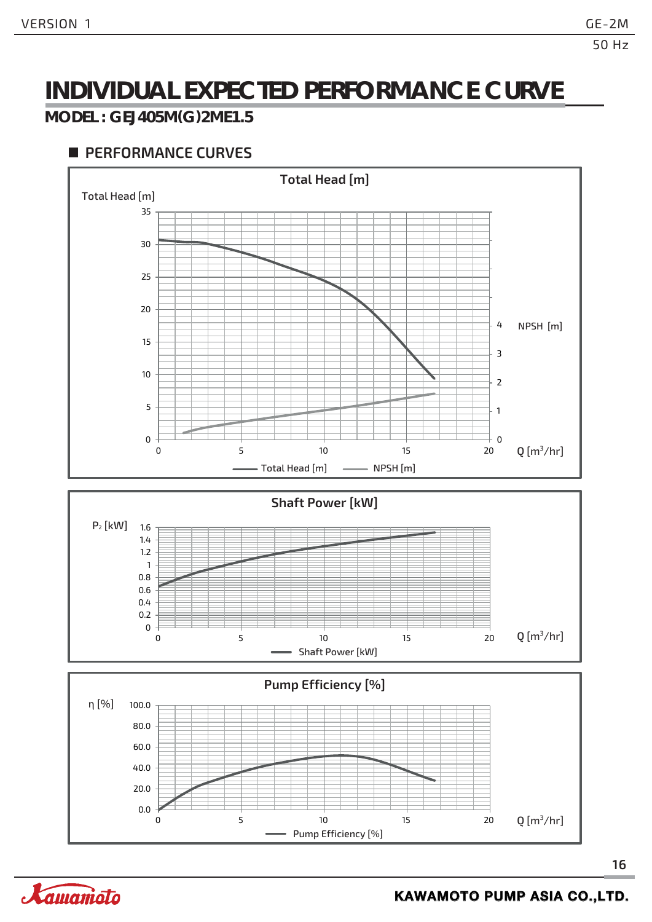# INDIVIDUAL EXPECTED PERFORMANCE CURVE

## MODEL : GEJ405M(G)2ME1.5

### PERFORMANCE CURVES

**Total Head [m]**

Total Head [m]

35
30
25
20
15
10
5
0

0 5 10 15 20 Q [m³/hr]

NPSH [m]: 0 1 2 3 4

Total Head [m] — NPSH [m]

**Shaft Power [kW]**

$P_2$ [kW]

1.6
1.4
1.2
1
0.8
0.6
0.4
0.2
0

0 5 10 15 20 Q [m³/hr]

Shaft Power [kW]

**Pump Efficiency [%]**

η [%]

100.0
80.0
60.0
40.0
20.0
0.0

0 5 10 15 20 Q [m³/hr]

Pump Efficiency [%]

KAWAMOTO PUMP ASIA CO.,LTD.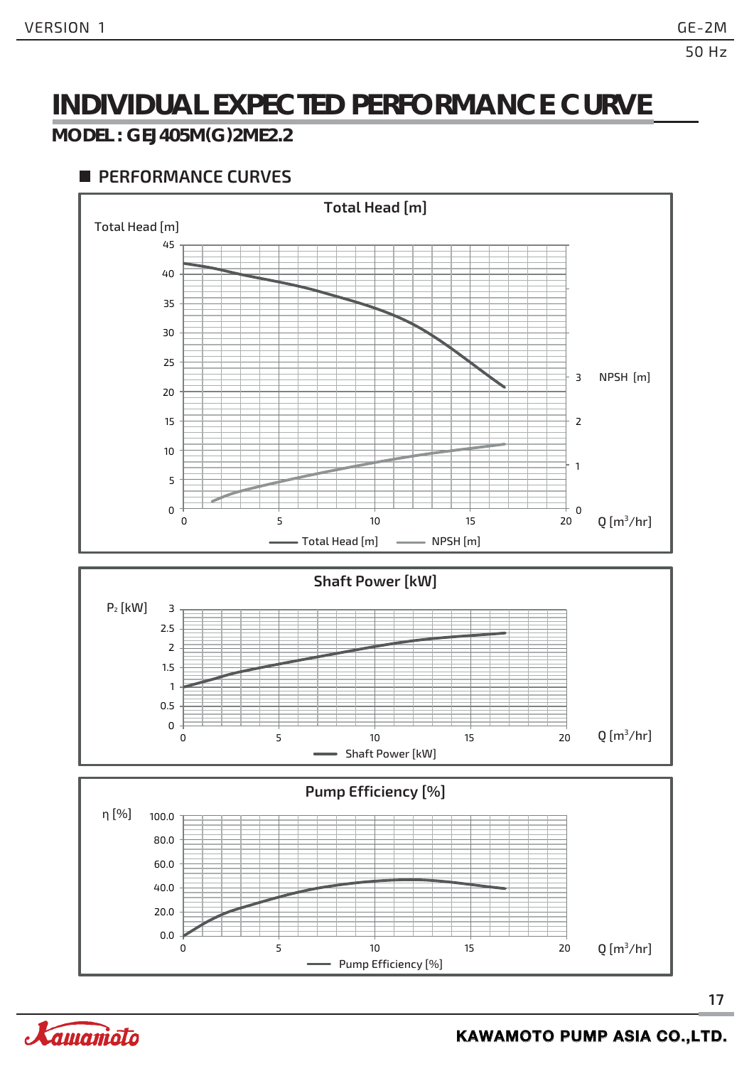# INDIVIDUAL EXPECTED PERFORMANCE CURVE

## MODEL : GEJ405M(G)2ME2.2

### PERFORMANCE CURVES

**Total Head [m]**

Total Head [m]

45
40
35
30
25
20
15
10
5
0

0 5 10 15 20 Q [m³/hr]

NPSH [m]: 0 1 2 3

Total Head [m] NPSH [m]

**Shaft Power [kW]**

$P_2$ [kW]

3
2.5
2
1.5
1
0.5
0

0 5 10 15 20 Q [m³/hr]

Shaft Power [kW]

**Pump Efficiency [%]**

η [%]

100.0
80.0
60.0
40.0
20.0
0.0

0 5 10 15 20 Q [m³/hr]

Pump Efficiency [%]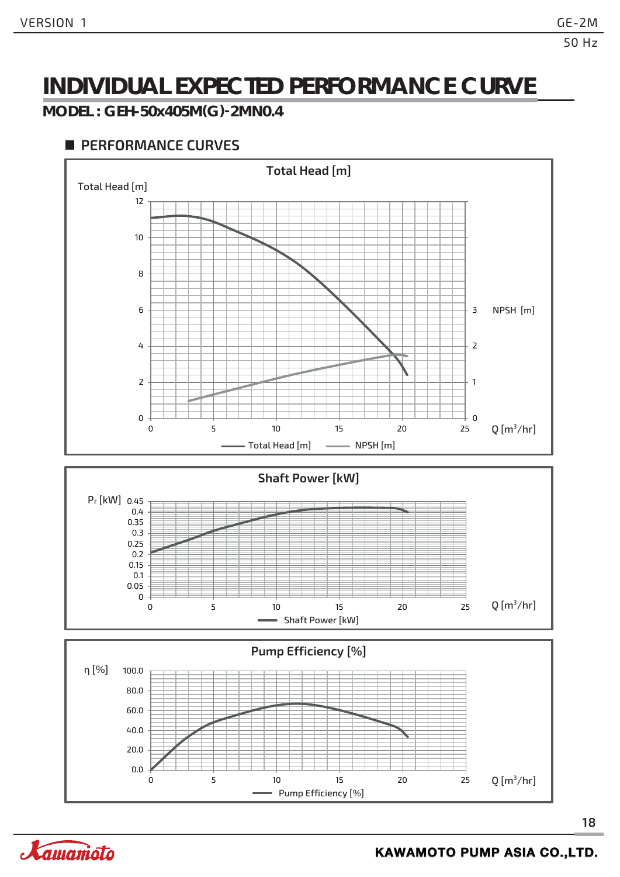# INDIVIDUAL EXPECTED PERFORMANCE CURVE

**MODEL : GEH-50x405M(G)-2MN0.4**

## PERFORMANCE CURVES

**Total Head [m]**

Total Head [m]

NPSH [m]

Q [m³/hr]

Total Head [m] — NPSH [m]

**Shaft Power [kW]**

$P_2$ [kW]

Q [m³/hr]

Shaft Power [kW]

**Pump Efficiency [%]**

η [%]

Q [m³/hr]

Pump Efficiency [%]

KAWAMOTO PUMP ASIA CO.,LTD.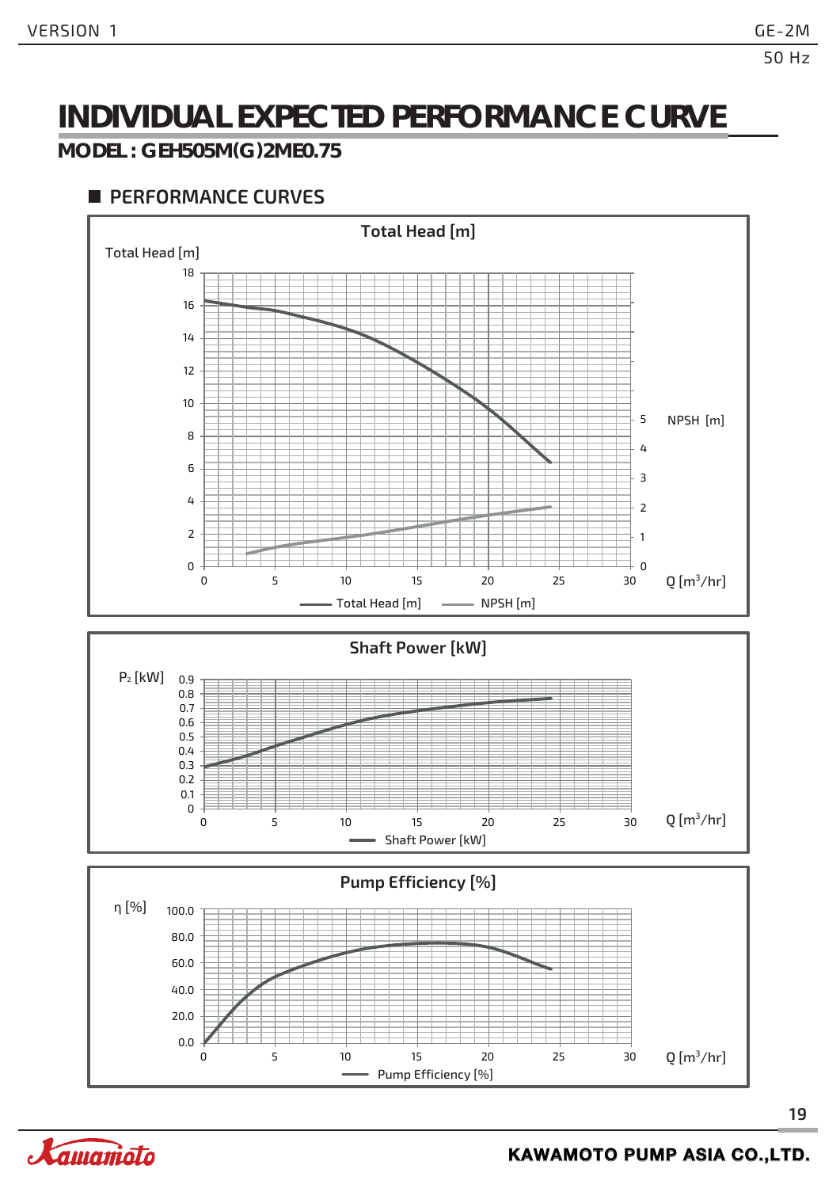# INDIVIDUAL EXPECTED PERFORMANCE CURVE

## MODEL : GEH505M(G)2ME0.75

### ■ PERFORMANCE CURVES

**Total Head [m]**

Total Head [m] — 0, 2, 4, 6, 8, 10, 12, 14, 16, 18

NPSH [m] — 0, 1, 2, 3, 4, 5

Q [m³/hr] — 0, 5, 10, 15, 20, 25, 30

Total Head [m] — NPSH [m]

**Shaft Power [kW]**

$P_2$ [kW] — 0, 0.1, 0.2, 0.3, 0.4, 0.5, 0.6, 0.7, 0.8, 0.9

Q [m³/hr] — 0, 5, 10, 15, 20, 25, 30

Shaft Power [kW]

**Pump Efficiency [%]**

η [%] — 0.0, 20.0, 40.0, 60.0, 80.0, 100.0

Q [m³/hr] — 0, 5, 10, 15, 20, 25, 30

Pump Efficiency [%]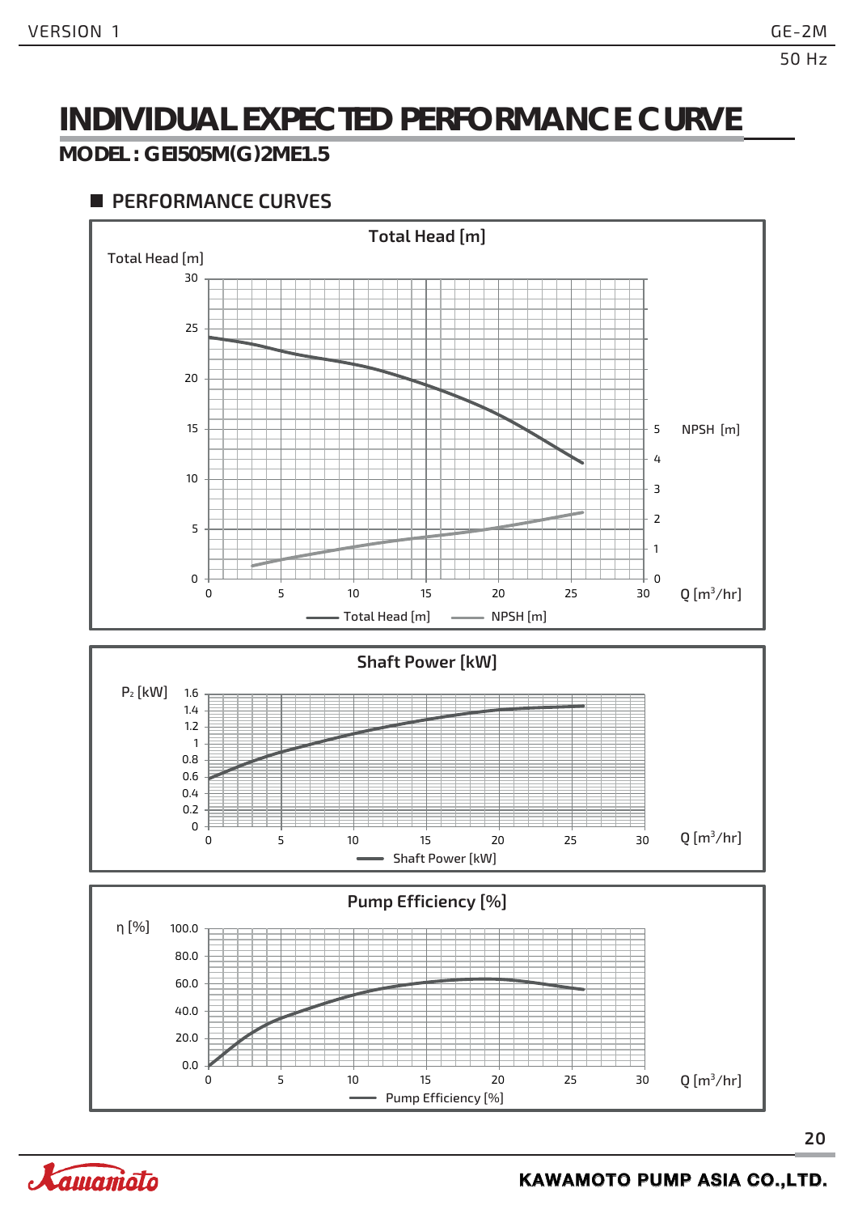# INDIVIDUAL EXPECTED PERFORMANCE CURVE

## MODEL : GEI505M(G)2ME1.5

### PERFORMANCE CURVES

**Total Head [m]**

Total Head [m]

30
25
20
15
10
5
0

NPSH [m]

5
4
3
2
1
0

0 5 10 15 20 25 30 Q [m³/hr]

Total Head [m] NPSH [m]

**Shaft Power [kW]**

$P_2$ [kW]

1.6
1.4
1.2
1
0.8
0.6
0.4
0.2
0

0 5 10 15 20 25 30 Q [m³/hr]

Shaft Power [kW]

**Pump Efficiency [%]**

η [%]

100.0
80.0
60.0
40.0
20.0
0.0

0 5 10 15 20 25 30 Q [m³/hr]

Pump Efficiency [%]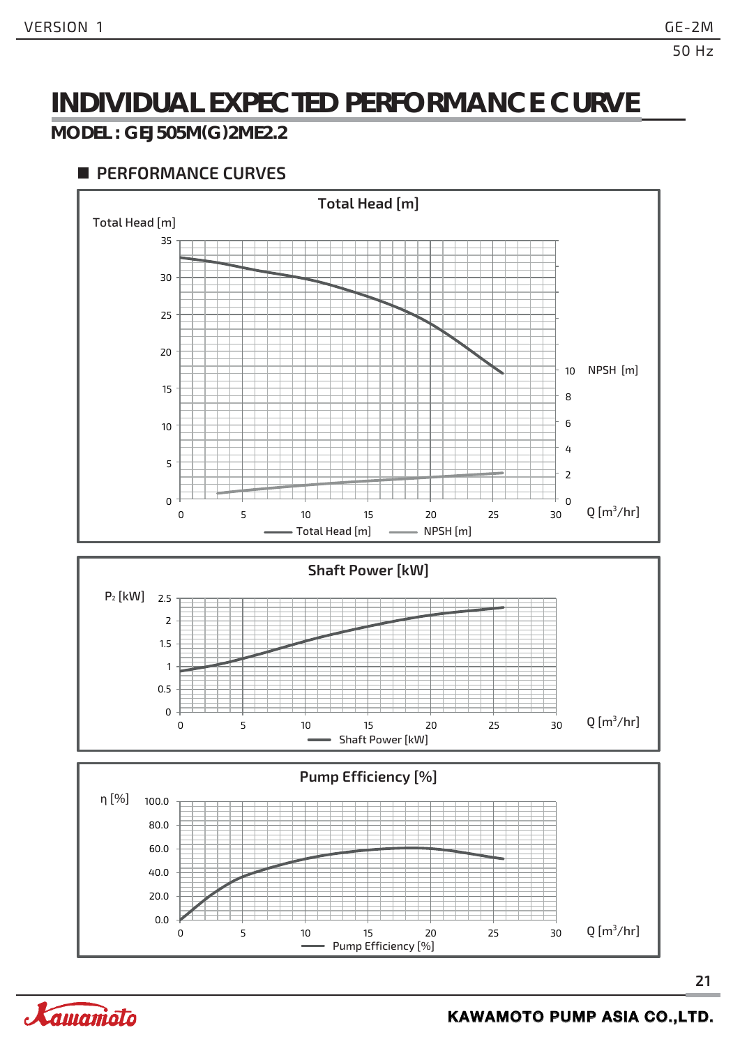# INDIVIDUAL EXPECTED PERFORMANCE CURVE

## MODEL : GEJ505M(G)2ME2.2

### PERFORMANCE CURVES

**Total Head [m]**

Total Head [m]

35
30
25
20
15
10
5
0

NPSH [m]

10
8
6
4
2
0

0 5 10 15 20 25 30 Q [$m^3$/hr]

Total Head [m] — NPSH [m]

**Shaft Power [kW]**

$P_2$ [kW]

2.5
2
1.5
1
0.5
0

0 5 10 15 20 25 30 Q [$m^3$/hr]

Shaft Power [kW]

**Pump Efficiency [%]**

η [%]

100.0
80.0
60.0
40.0
20.0
0.0

0 5 10 15 20 25 30 Q [$m^3$/hr]

Pump Efficiency [%]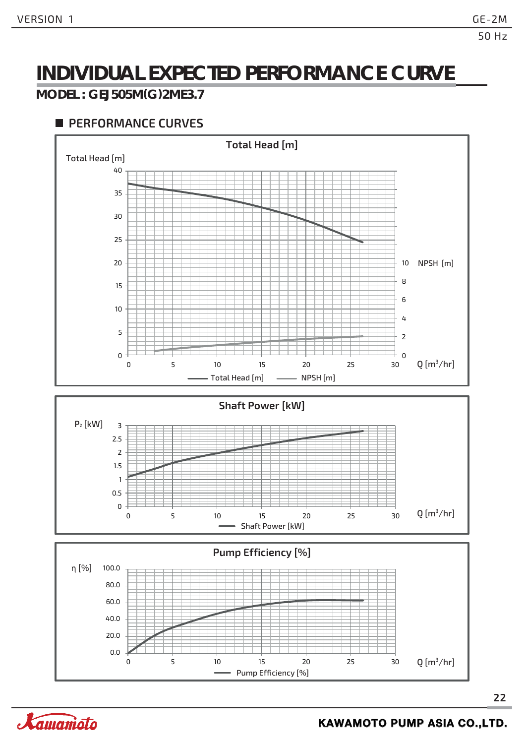# INDIVIDUAL EXPECTED PERFORMANCE CURVE

## MODEL : GEJ505M(G)2ME3.7

### PERFORMANCE CURVES

**Total Head [m]**

Total Head [m]

40
35
30
25
20
15
10
5
0

NPSH [m]

10
8
6
4
2
0

0 5 10 15 20 25 30 Q [$m^3$/hr]

Total Head [m] NPSH [m]

**Shaft Power [kW]**

$P_2$ [kW]

3
2.5
2
1.5
1
0.5
0

0 5 10 15 20 25 30 Q [$m^3$/hr]

Shaft Power [kW]

**Pump Efficiency [%]**

η [%]

100.0
80.0
60.0
40.0
20.0
0.0

0 5 10 15 20 25 30 Q [$m^3$/hr]

Pump Efficiency [%]

Kawamoto

KAWAMOTO PUMP ASIA CO.,LTD.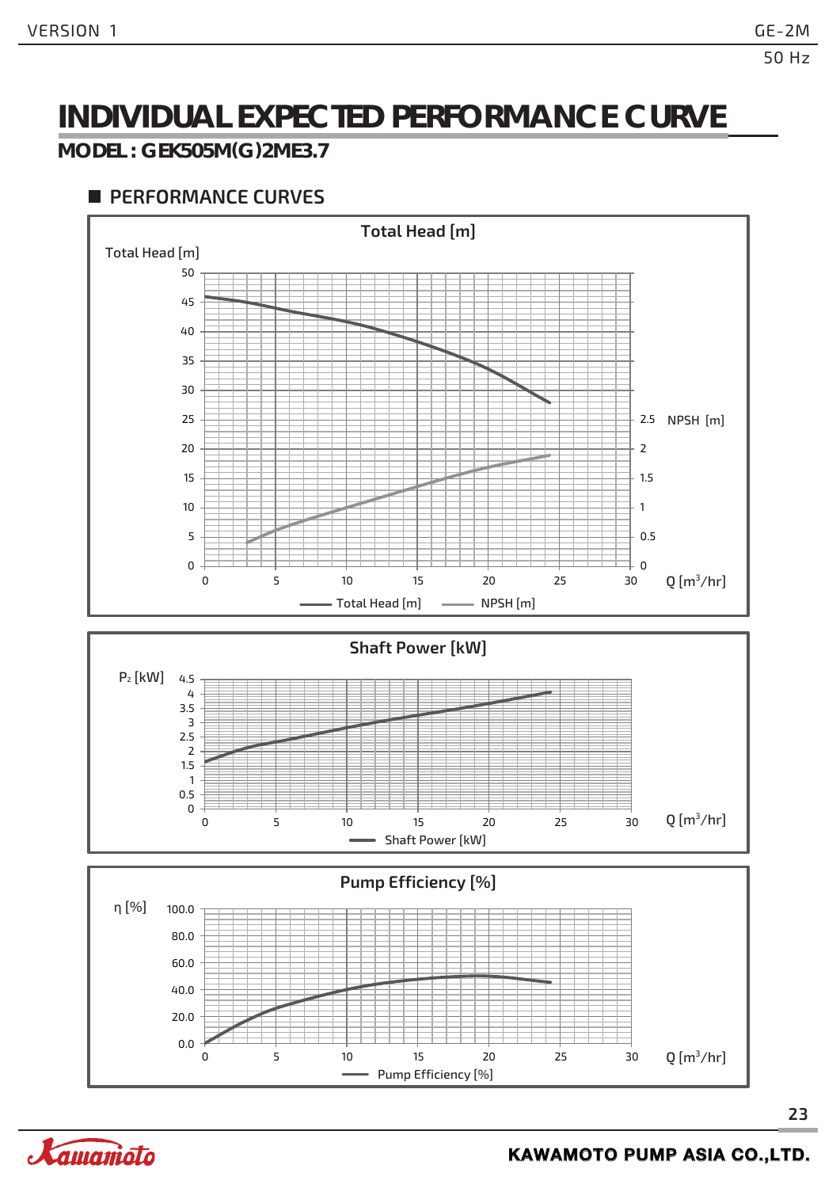# INDIVIDUAL EXPECTED PERFORMANCE CURVE

## MODEL : GEK505M(G)2ME3.7

### PERFORMANCE CURVES

**Total Head [m]**

Total Head [m]

50, 45, 40, 35, 30, 25, 20, 15, 10, 5, 0

NPSH [m]

2.5, 2, 1.5, 1, 0.5, 0

0, 5, 10, 15, 20, 25, 30 Q [m³/hr]

Total Head [m] — NPSH [m]

**Shaft Power [kW]**

$P_2$ [kW]

4.5, 4, 3.5, 3, 2.5, 2, 1.5, 1, 0.5, 0

0, 5, 10, 15, 20, 25, 30 Q [m³/hr]

Shaft Power [kW]

**Pump Efficiency [%]**

η [%]

100.0, 80.0, 60.0, 40.0, 20.0, 0.0

0, 5, 10, 15, 20, 25, 30 Q [m³/hr]

Pump Efficiency [%]

KAWAMOTO PUMP ASIA CO.,LTD.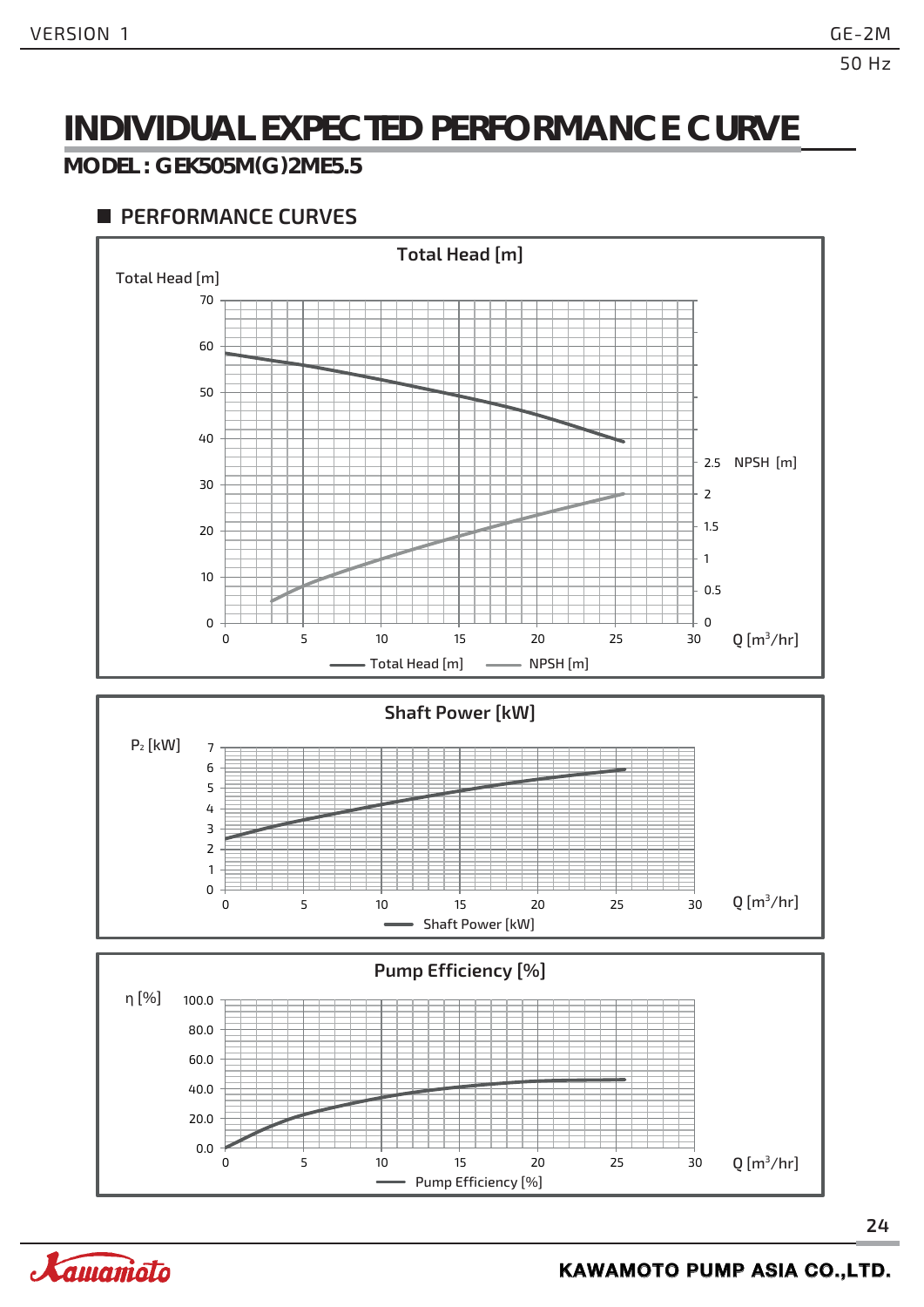# INDIVIDUAL EXPECTED PERFORMANCE CURVE

## MODEL : GEK505M(G)2ME5.5

### PERFORMANCE CURVES

**Total Head [m]**

Total Head [m]

Total Head [m] axis: 0, 10, 20, 30, 40, 50, 60, 70

NPSH [m] axis: 0, 0.5, 1, 1.5, 2, 2.5

Q [$m^3$/hr]: 0, 5, 10, 15, 20, 25, 30

Total Head [m] — NPSH [m]

**Shaft Power [kW]**

$P_2$ [kW] axis: 0, 1, 2, 3, 4, 5, 6, 7

Q [$m^3$/hr]: 0, 5, 10, 15, 20, 25, 30

Shaft Power [kW]

**Pump Efficiency [%]**

η [%] axis: 0.0, 20.0, 40.0, 60.0, 80.0, 100.0

Q [$m^3$/hr]: 0, 5, 10, 15, 20, 25, 30

Pump Efficiency [%]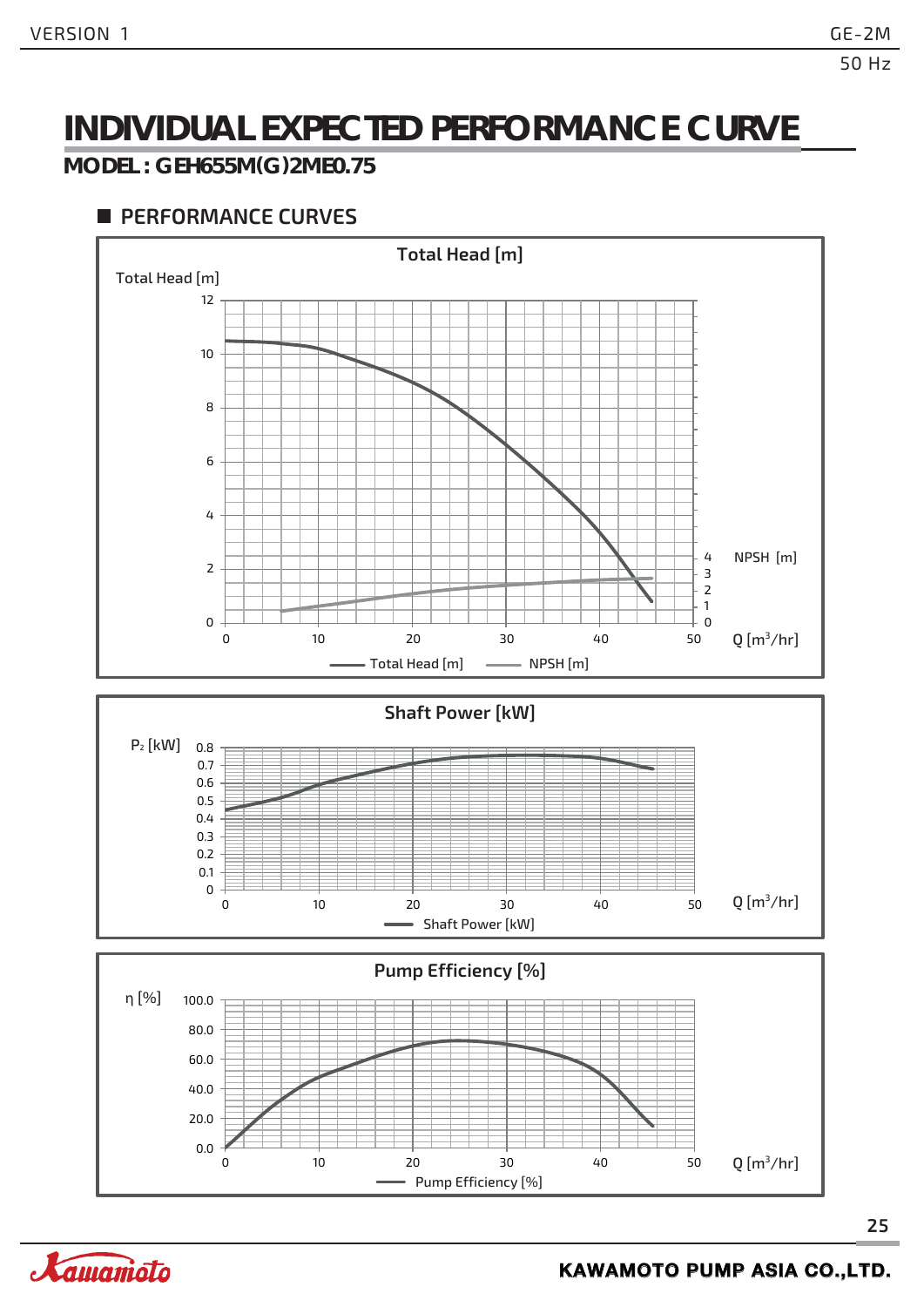# INDIVIDUAL EXPECTED PERFORMANCE CURVE

## MODEL : GEH655M(G)2ME0.75

### PERFORMANCE CURVES

**Total Head [m]**

Total Head [m]

12
10
8
6
4
2
0

0 10 20 30 40 50

NPSH [m]

4
3
2
1
0

Q [m³/hr]

Total Head [m] — NPSH [m]

**Shaft Power [kW]**

$P_2$ [kW]

0.8
0.7
0.6
0.5
0.4
0.3
0.2
0.1
0

0 10 20 30 40 50

Q [m³/hr]

Shaft Power [kW]

**Pump Efficiency [%]**

η [%]

100.0
80.0
60.0
40.0
20.0
0.0

0 10 20 30 40 50

Q [m³/hr]

Pump Efficiency [%]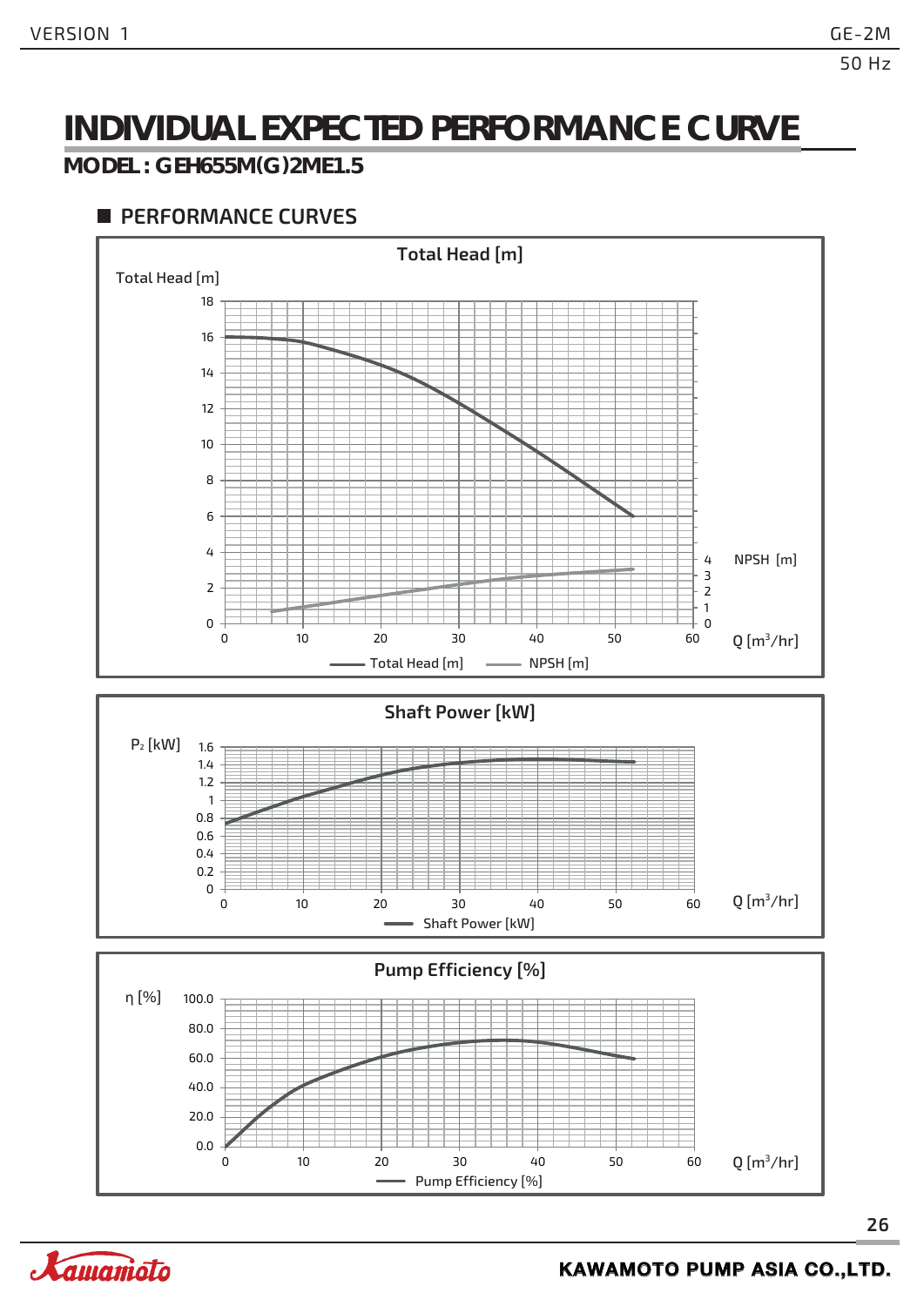# INDIVIDUAL EXPECTED PERFORMANCE CURVE

**MODEL : GEH655M(G)2ME1.5**

## ■ PERFORMANCE CURVES

Total Head [m]

Total Head [m]

18
16
14
12
10
8
6
4
2
0

NPSH [m]

4
3
2
1
0

0 10 20 30 40 50 60 Q [m³/hr]

Total Head [m] NPSH [m]

Shaft Power [kW]

$P_2$ [kW]

1.6
1.4
1.2
1
0.8
0.6
0.4
0.2
0

0 10 20 30 40 50 60 Q [m³/hr]

Shaft Power [kW]

Pump Efficiency [%]

η [%]

100.0
80.0
60.0
40.0
20.0
0.0

0 10 20 30 40 50 60 Q [m³/hr]

Pump Efficiency [%]

KAWAMOTO PUMP ASIA CO.,LTD.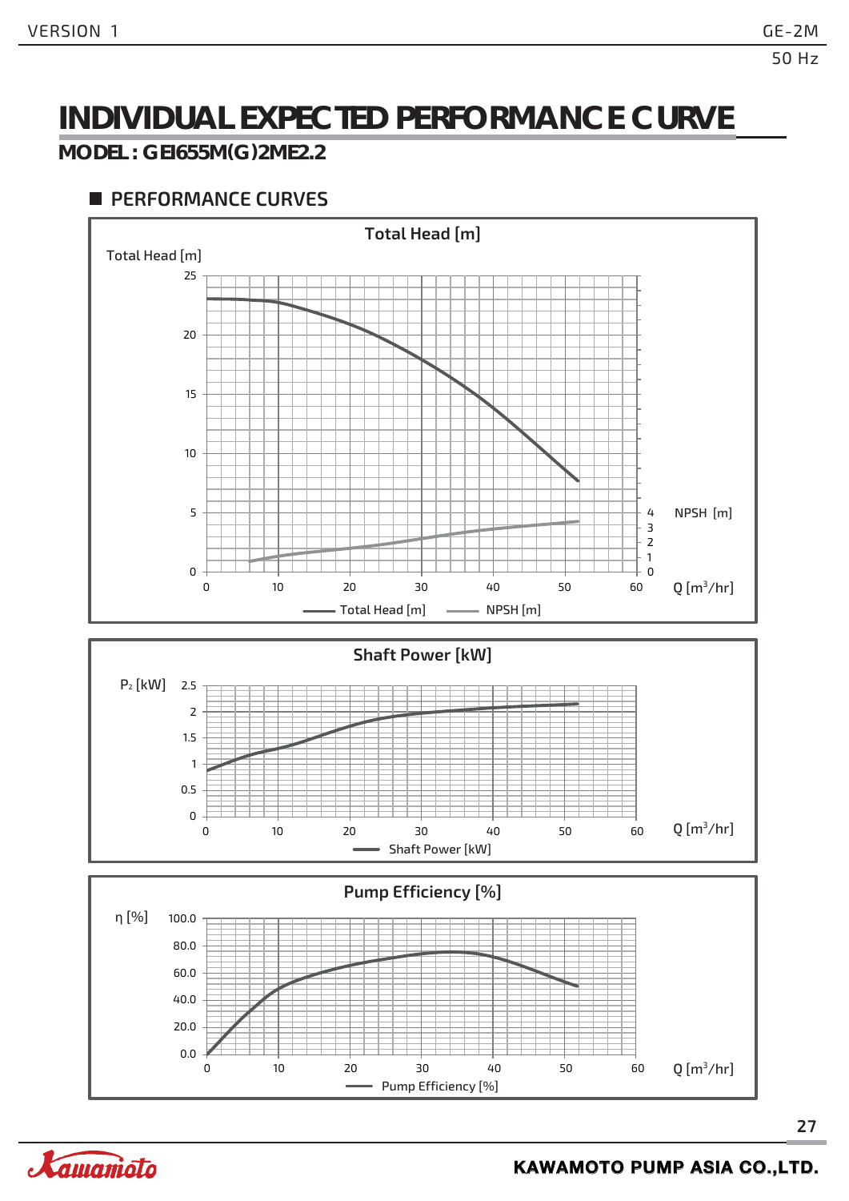# INDIVIDUAL EXPECTED PERFORMANCE CURVE

## MODEL : GEI655M(G)2ME2.2

### PERFORMANCE CURVES

Total Head [m]

Total Head [m]

25
20
15
10
5
0

4 NPSH [m]
3
2
1
0

0 10 20 30 40 50 60 Q [$m^3$/hr]

Total Head [m]   NPSH [m]

Shaft Power [kW]

$P_2$ [kW]

2.5
2
1.5
1
0.5
0

0 10 20 30 40 50 60 Q [$m^3$/hr]

Shaft Power [kW]

Pump Efficiency [%]

η [%]

100.0
80.0
60.0
40.0
20.0
0.0

0 10 20 30 40 50 60 Q [$m^3$/hr]

Pump Efficiency [%]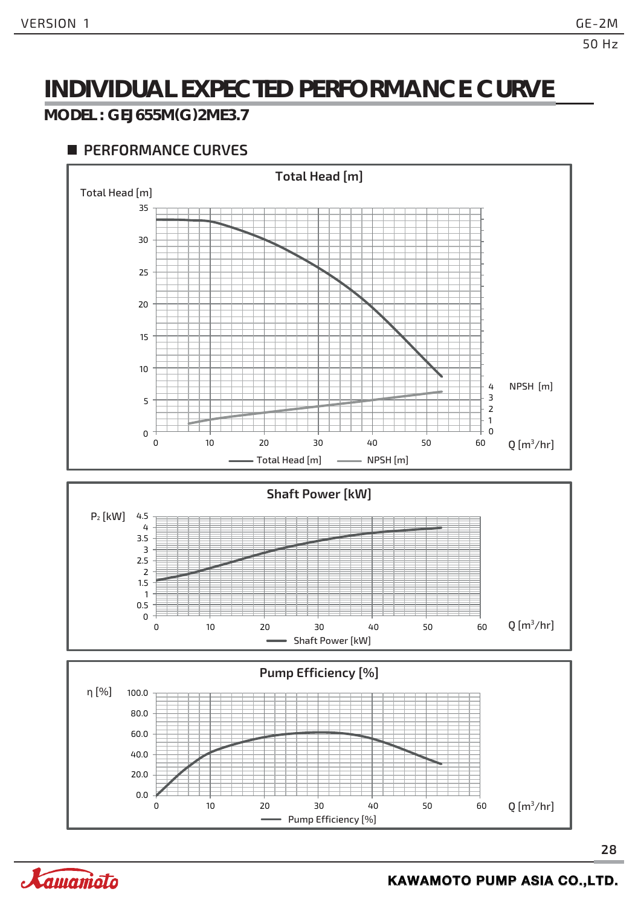# INDIVIDUAL EXPECTED PERFORMANCE CURVE

## MODEL : GEJ655M(G)2ME3.7

### PERFORMANCE CURVES

**Total Head [m]**

Total Head [m]

35, 30, 25, 20, 15, 10, 5, 0

NPSH [m]: 4, 3, 2, 1, 0

0, 10, 20, 30, 40, 50, 60 Q [m³/hr]

Total Head [m] — NPSH [m]

**Shaft Power [kW]**

$P_2$ [kW]

4.5, 4, 3.5, 3, 2.5, 2, 1.5, 1, 0.5, 0

0, 10, 20, 30, 40, 50, 60 Q [m³/hr]

Shaft Power [kW]

**Pump Efficiency [%]**

η [%]

100.0, 80.0, 60.0, 40.0, 20.0, 0.0

0, 10, 20, 30, 40, 50, 60 Q [m³/hr]

Pump Efficiency [%]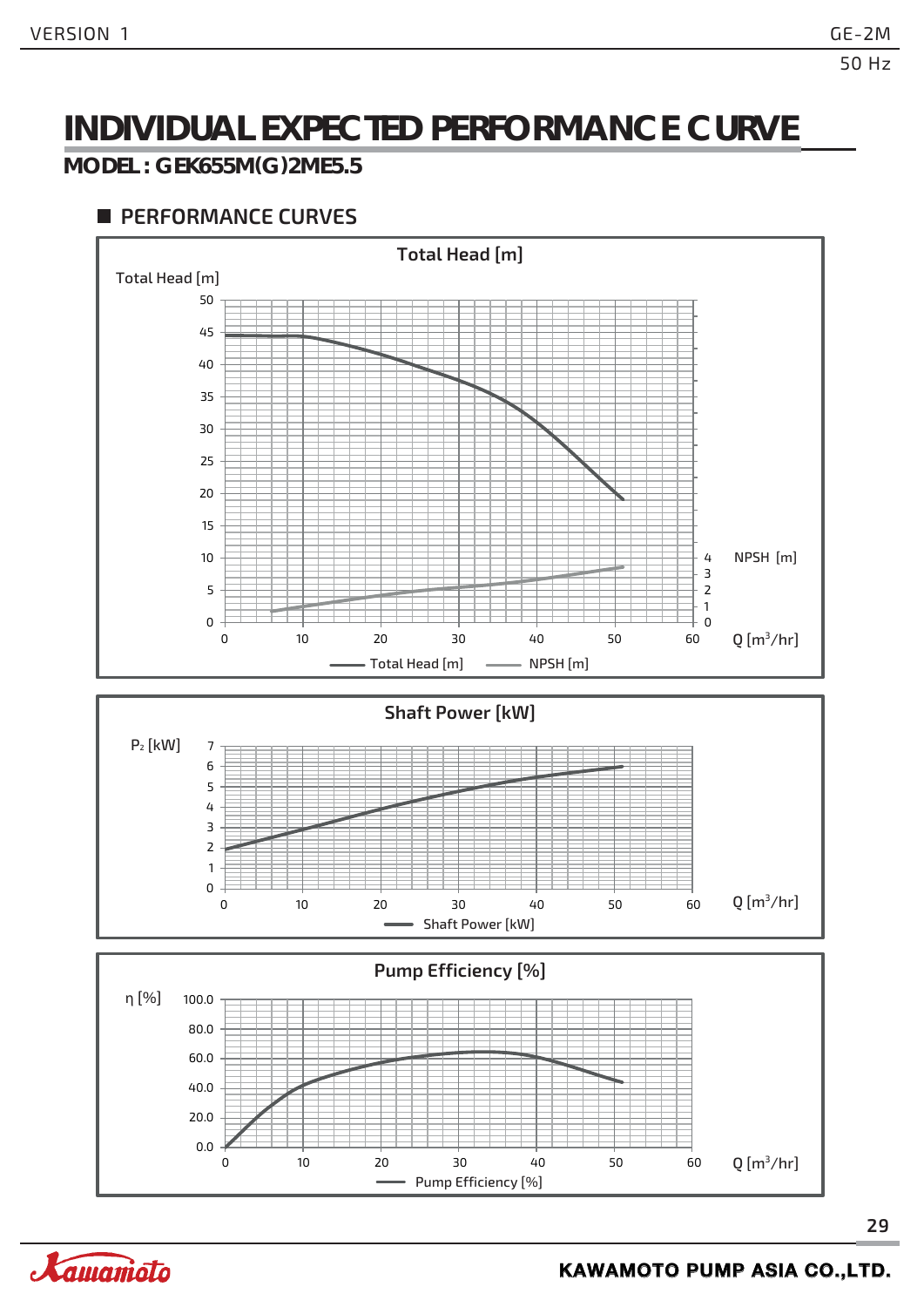# INDIVIDUAL EXPECTED PERFORMANCE CURVE

## MODEL : GEK655M(G)2ME5.5

### PERFORMANCE CURVES

**Total Head [m]**

Total Head [m]

NPSH [m]

Q [$m^3$/hr]

Total Head [m] — NPSH [m]

**Shaft Power [kW]**

$P_2$ [kW]

Q [$m^3$/hr]

Shaft Power [kW]

**Pump Efficiency [%]**

η [%]

Q [$m^3$/hr]

Pump Efficiency [%]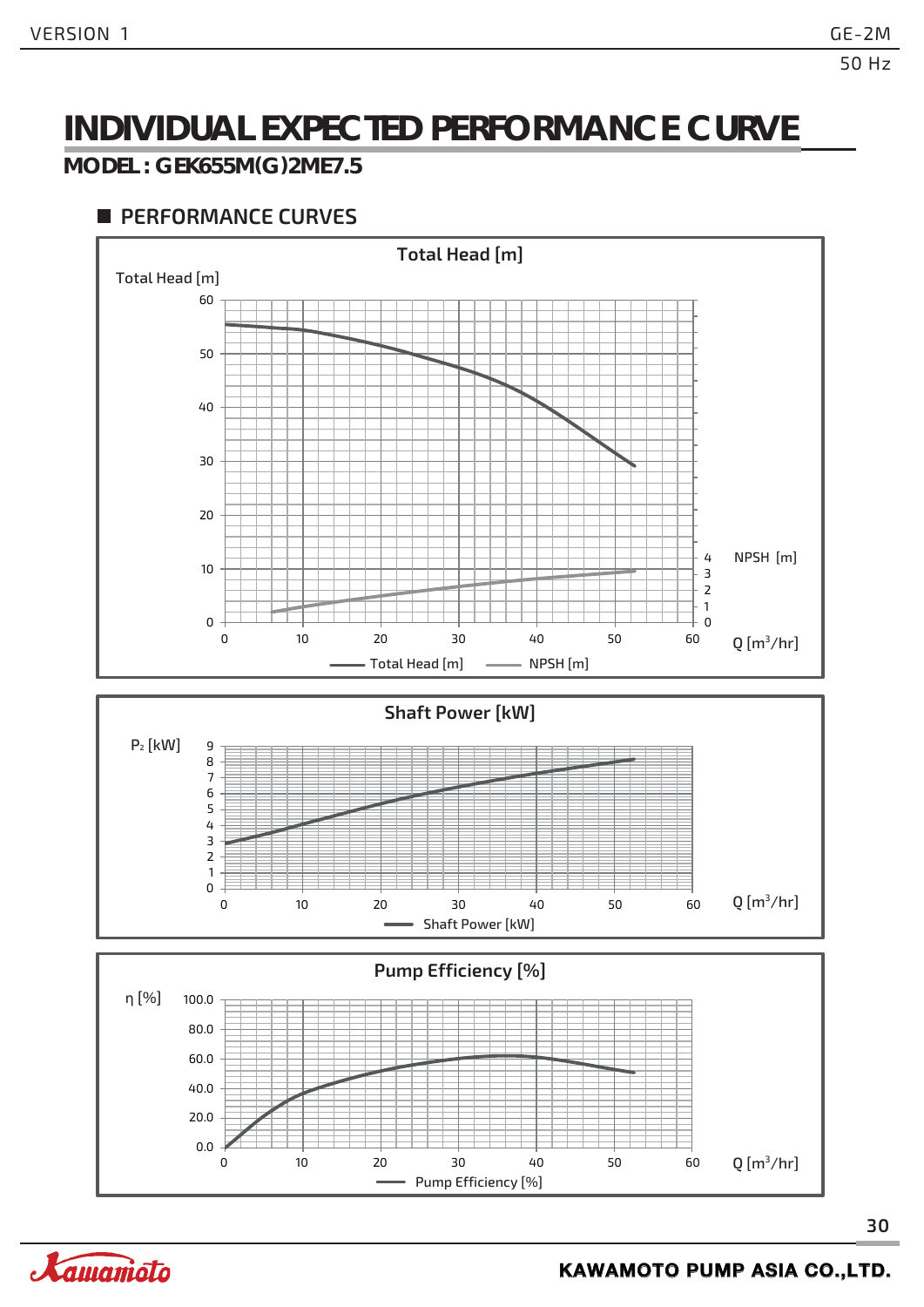# INDIVIDUAL EXPECTED PERFORMANCE CURVE

## MODEL : GEK655M(G)2ME7.5

### PERFORMANCE CURVES

**Total Head [m]**

Total Head [m]

60
50
40
30
20
10
0

NPSH [m]

4
3
2
1
0

0 10 20 30 40 50 60 Q [m³/hr]

Total Head [m] NPSH [m]

**Shaft Power [kW]**

$P_2$ [kW]

9
8
7
6
5
4
3
2
1
0

0 10 20 30 40 50 60 Q [m³/hr]

Shaft Power [kW]

**Pump Efficiency [%]**

η [%]

100.0
80.0
60.0
40.0
20.0
0.0

0 10 20 30 40 50 60 Q [m³/hr]

Pump Efficiency [%]

KAWAMOTO PUMP ASIA CO.,LTD.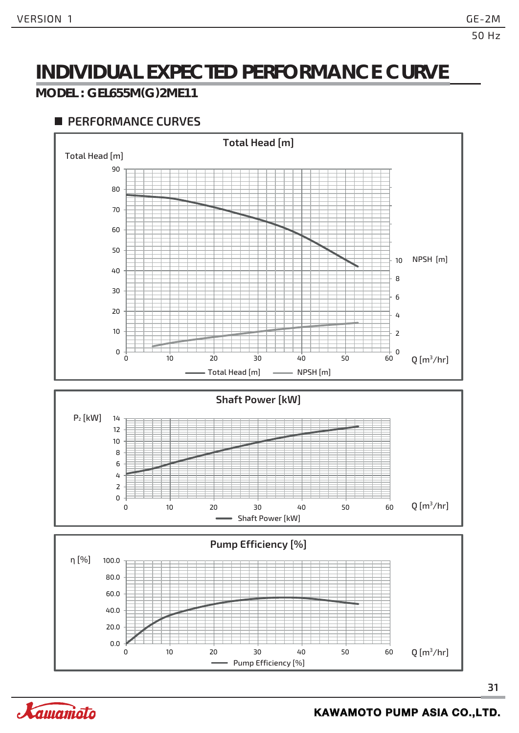# INDIVIDUAL EXPECTED PERFORMANCE CURVE

## MODEL : GEL655M(G)2ME11

### PERFORMANCE CURVES

**Total Head [m]**

Total Head [m]

90, 80, 70, 60, 50, 40, 30, 20, 10, 0

NPSH [m]: 10, 8, 6, 4, 2, 0

0, 10, 20, 30, 40, 50, 60 Q [m³/hr]

Total Head [m] — NPSH [m]

**Shaft Power [kW]**

$P_2$ [kW]

14, 12, 10, 8, 6, 4, 2, 0

0, 10, 20, 30, 40, 50, 60 Q [m³/hr]

Shaft Power [kW]

**Pump Efficiency [%]**

η [%]

100.0, 80.0, 60.0, 40.0, 20.0, 0.0

0, 10, 20, 30, 40, 50, 60 Q [m³/hr]

Pump Efficiency [%]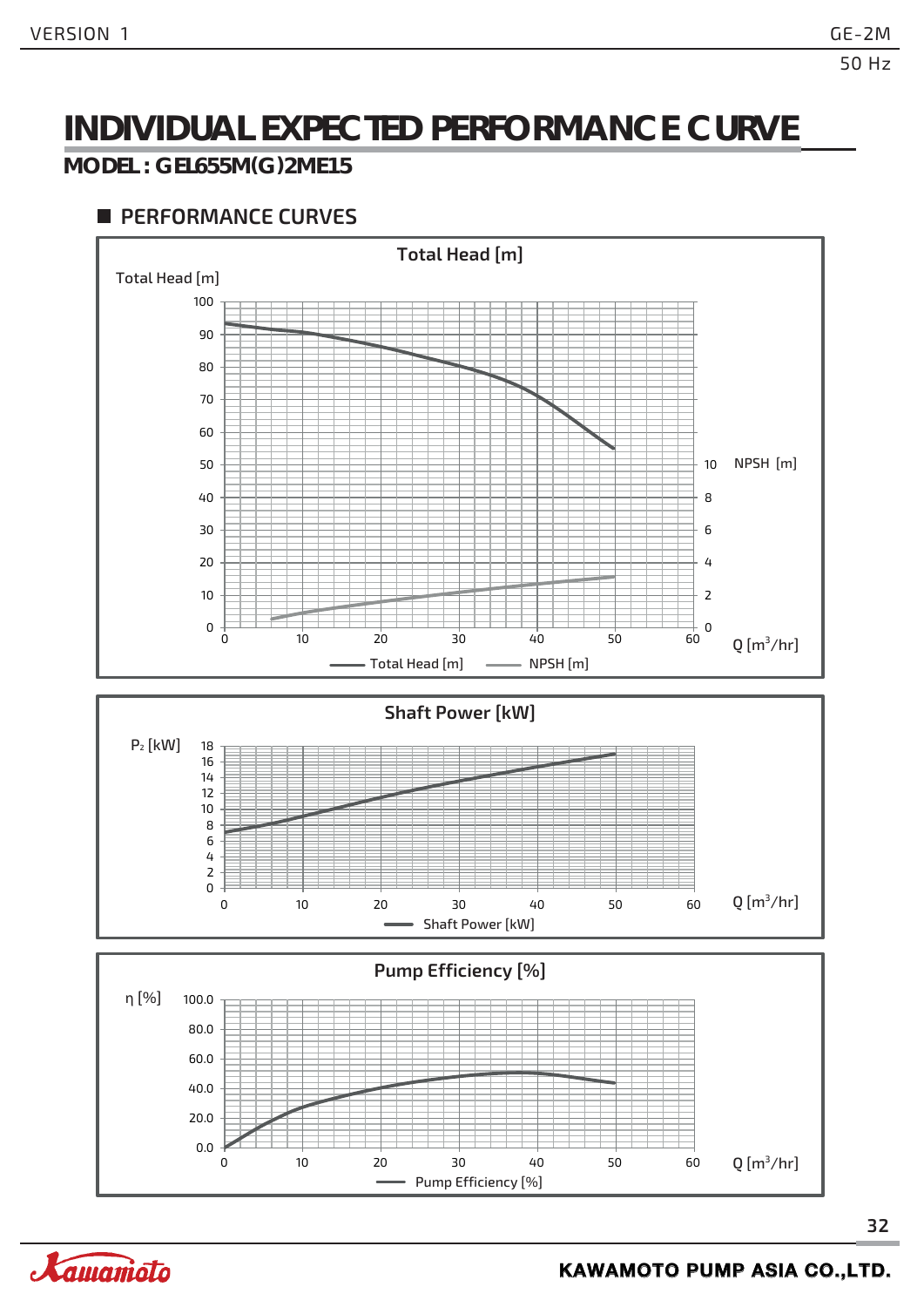# INDIVIDUAL EXPECTED PERFORMANCE CURVE

## MODEL : GEL655M(G)2ME15

### PERFORMANCE CURVES

**Total Head [m]**

Total Head [m]

100, 90, 80, 70, 60, 50, 40, 30, 20, 10, 0

NPSH [m]

10, 8, 6, 4, 2, 0

0, 10, 20, 30, 40, 50, 60 Q [$m^3$/hr]

Total Head [m] — NPSH [m]

**Shaft Power [kW]**

$P_2$ [kW]

18, 16, 14, 12, 10, 8, 6, 4, 2, 0

0, 10, 20, 30, 40, 50, 60 Q [$m^3$/hr]

Shaft Power [kW]

**Pump Efficiency [%]**

η [%]

100.0, 80.0, 60.0, 40.0, 20.0, 0.0

0, 10, 20, 30, 40, 50, 60 Q [$m^3$/hr]

Pump Efficiency [%]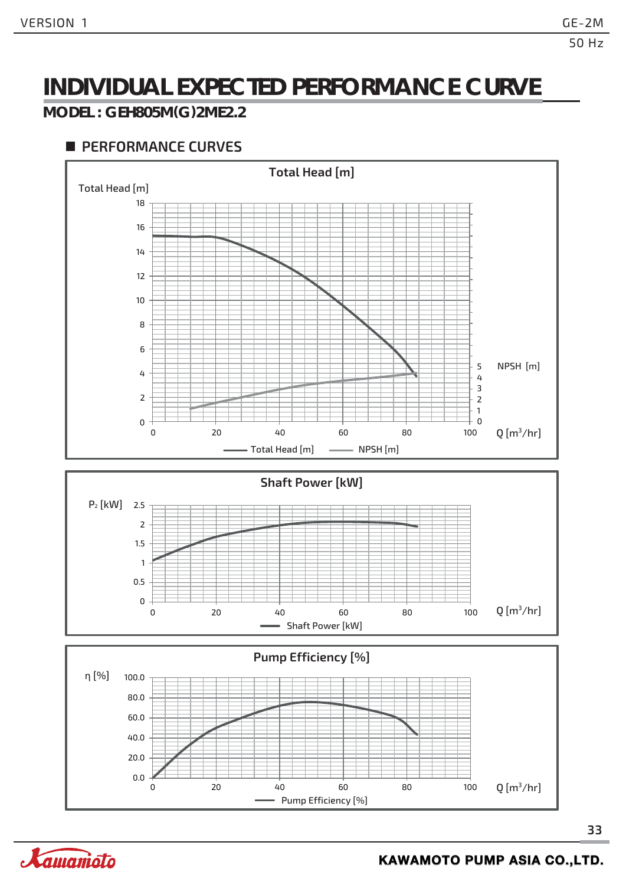# INDIVIDUAL EXPECTED PERFORMANCE CURVE

## MODEL : GEH805M(G)2ME2.2

### ■ PERFORMANCE CURVES

**Total Head [m]**

Total Head [m]

18, 16, 14, 12, 10, 8, 6, 4, 2, 0

NPSH [m]: 5, 4, 3, 2, 1, 0

Q [$m^3$/hr]: 0, 20, 40, 60, 80, 100

Total Head [m] — NPSH [m]

**Shaft Power [kW]**

$P_2$ [kW]: 2.5, 2, 1.5, 1, 0.5, 0

Q [$m^3$/hr]: 0, 20, 40, 60, 80, 100

Shaft Power [kW]

**Pump Efficiency [%]**

η [%]: 100.0, 80.0, 60.0, 40.0, 20.0, 0.0

Q [$m^3$/hr]: 0, 20, 40, 60, 80, 100

Pump Efficiency [%]

**KAWAMOTO PUMP ASIA CO.,LTD.**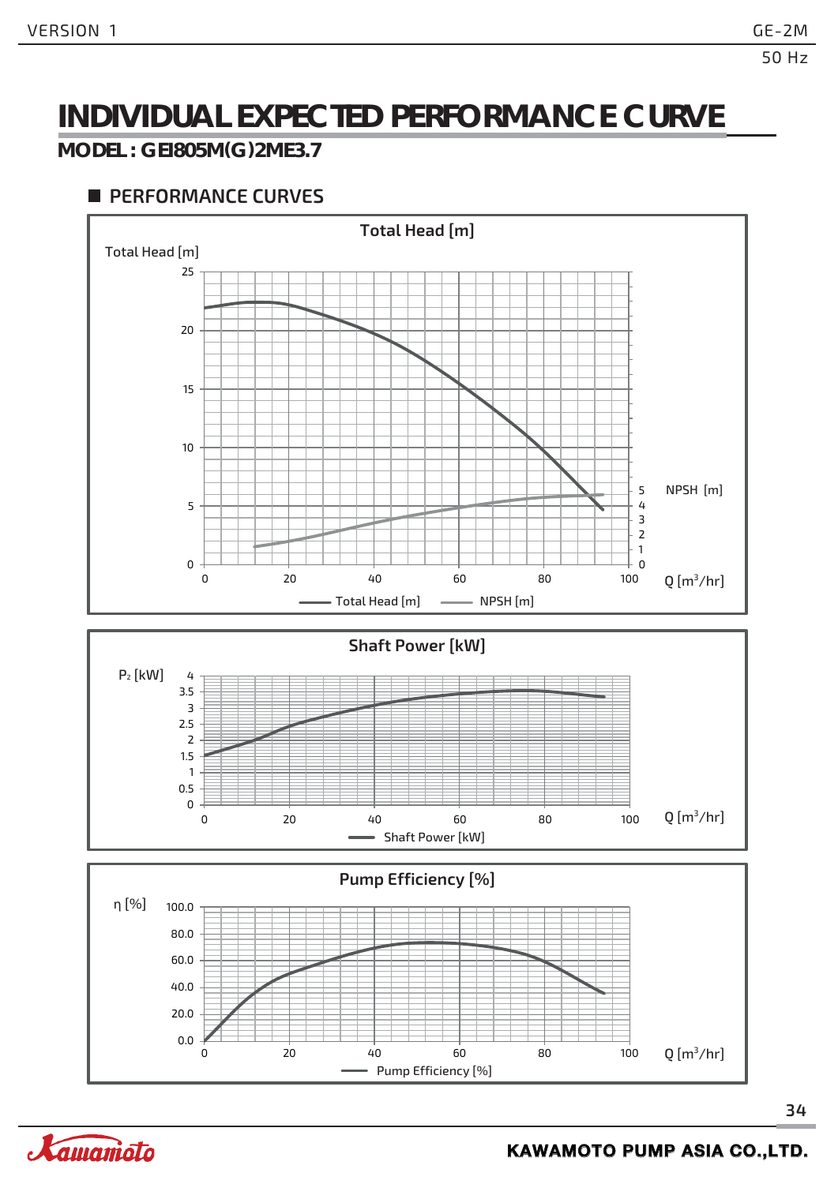# INDIVIDUAL EXPECTED PERFORMANCE CURVE

## MODEL : GEI805M(G)2ME3.7

### PERFORMANCE CURVES

**Total Head [m]**

Total Head [m]

25
20
15
10
5
0

NPSH [m]

5
4
3
2
1
0

0 20 40 60 80 100 Q [m³/hr]

Total Head [m] NPSH [m]

**Shaft Power [kW]**

$P_2$ [kW]

4
3.5
3
2.5
2
1.5
1
0.5
0

0 20 40 60 80 100 Q [m³/hr]

Shaft Power [kW]

**Pump Efficiency [%]**

η [%]

100.0
80.0
60.0
40.0
20.0
0.0

0 20 40 60 80 100 Q [m³/hr]

Pump Efficiency [%]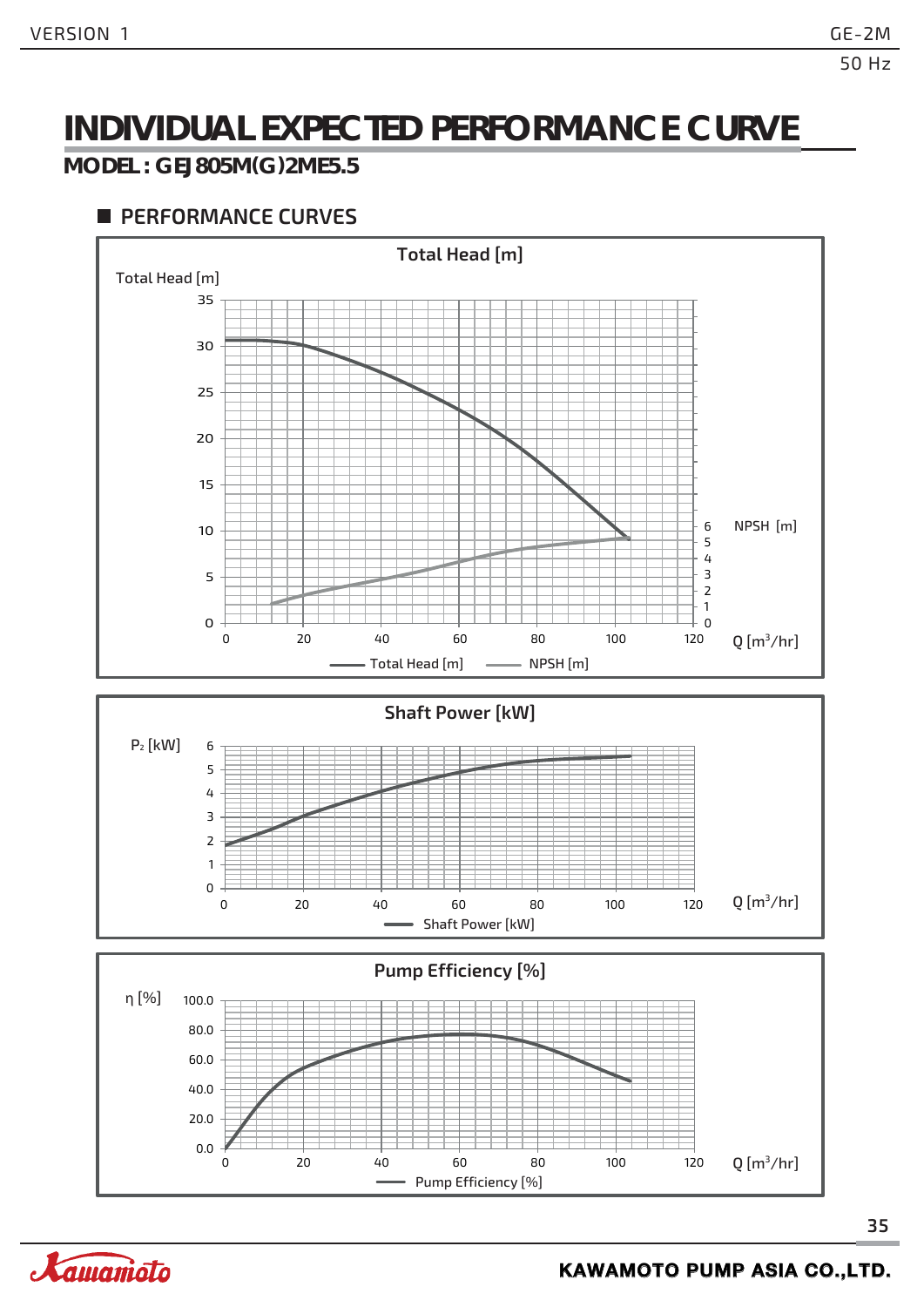# INDIVIDUAL EXPECTED PERFORMANCE CURVE

## MODEL : GEJ805M(G)2ME5.5

### PERFORMANCE CURVES

**Total Head [m]**

Total Head [m]

35
30
25
20
15
10
5
0

NPSH [m]

6
5
4
3
2
1
0

0 20 40 60 80 100 120 Q [m³/hr]

Total Head [m] — NPSH [m]

**Shaft Power [kW]**

$P_2$ [kW]

6
5
4
3
2
1
0

0 20 40 60 80 100 120 Q [m³/hr]

Shaft Power [kW]

**Pump Efficiency [%]**

η [%]

100.0
80.0
60.0
40.0
20.0
0.0

0 20 40 60 80 100 120 Q [m³/hr]

Pump Efficiency [%]

**KAWAMOTO PUMP ASIA CO.,LTD.**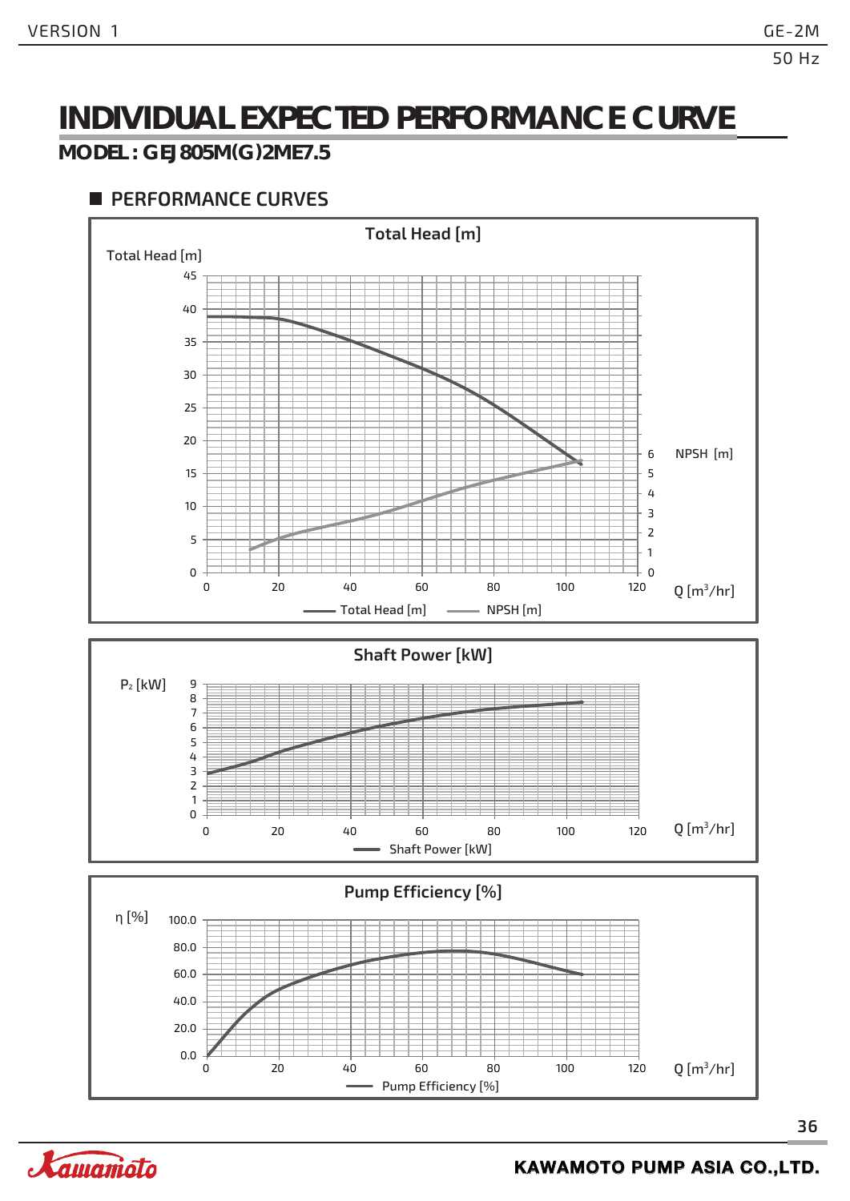# INDIVIDUAL EXPECTED PERFORMANCE CURVE

## MODEL : GEJ805M(G)2ME7.5

### PERFORMANCE CURVES

**Total Head [m]**

Total Head [m]

45
40
35
30
25
20
15
10
5
0

0 20 40 60 80 100 120 Q [$m^3$/hr]

NPSH [m]
6
5
4
3
2
1
0

Total Head [m] NPSH [m]

**Shaft Power [kW]**

$P_2$ [kW]

9
8
7
6
5
4
3
2
1
0

0 20 40 60 80 100 120 Q [$m^3$/hr]

Shaft Power [kW]

**Pump Efficiency [%]**

η [%]

100.0
80.0
60.0
40.0
20.0
0.0

0 20 40 60 80 100 120 Q [$m^3$/hr]

Pump Efficiency [%]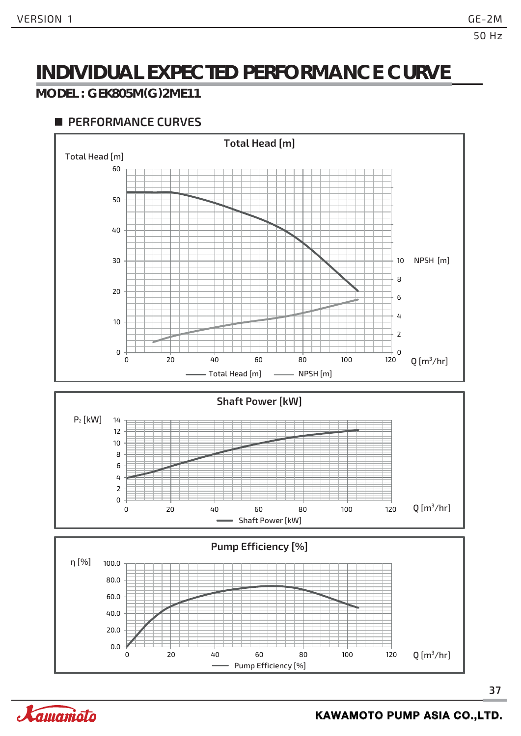# INDIVIDUAL EXPECTED PERFORMANCE CURVE

## MODEL : GEK805M(G)2ME11

### PERFORMANCE CURVES

**Total Head [m]**

Total Head [m]

60, 50, 40, 30, 20, 10, 0

NPSH [m]: 10, 8, 6, 4, 2, 0

Q [m³/hr]: 0, 20, 40, 60, 80, 100, 120

Total Head [m] — NPSH [m]

**Shaft Power [kW]**

$P_2$ [kW]

14, 12, 10, 8, 6, 4, 2, 0

Q [m³/hr]: 0, 20, 40, 60, 80, 100, 120

Shaft Power [kW]

**Pump Efficiency [%]**

η [%]

100.0, 80.0, 60.0, 40.0, 20.0, 0.0

Q [m³/hr]: 0, 20, 40, 60, 80, 100, 120

Pump Efficiency [%]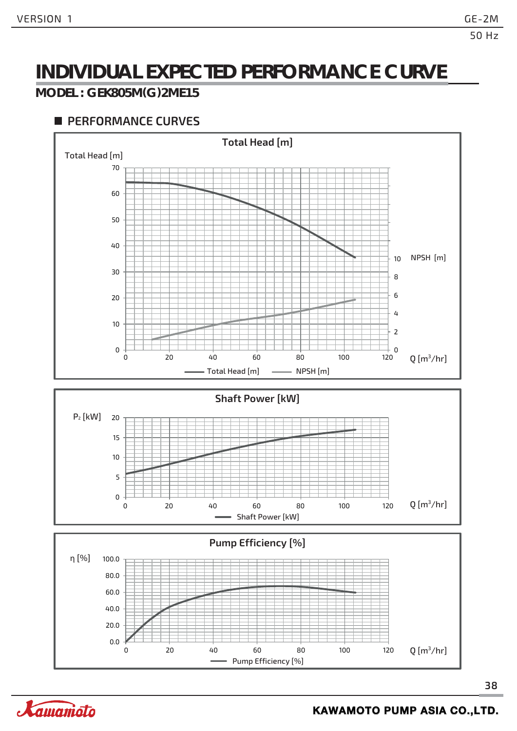# INDIVIDUAL EXPECTED PERFORMANCE CURVE

**MODEL : GEK805M(G)2ME15**

## PERFORMANCE CURVES

### Total Head [m]

Total Head [m]

70
60
50
40
30
20
10
0

0 20 40 60 80 100 120 Q [m³/hr]

NPSH [m]

10
8
6
4
2
0

Total Head [m] NPSH [m]

### Shaft Power [kW]

$P_2$ [kW]

20
15
10
5
0

0 20 40 60 80 100 120 Q [m³/hr]

Shaft Power [kW]

### Pump Efficiency [%]

η [%]

100.0
80.0
60.0
40.0
20.0
0.0

0 20 40 60 80 100 120 Q [m³/hr]

Pump Efficiency [%]

KAWAMOTO PUMP ASIA CO.,LTD.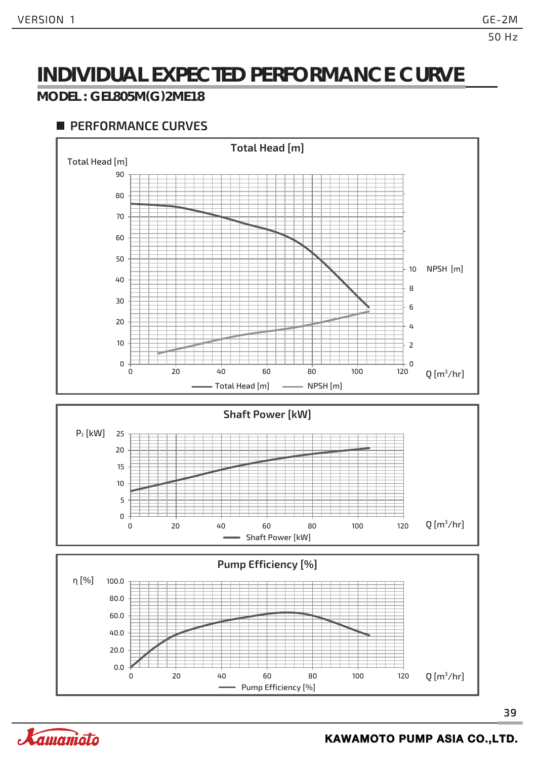# INDIVIDUAL EXPECTED PERFORMANCE CURVE

## MODEL : GEL805M(G)2ME18

### PERFORMANCE CURVES

**Total Head [m]**

Total Head [m]

NPSH [m]

Q [m³/hr]

Total Head [m] — NPSH [m]

**Shaft Power [kW]**

$P_2$ [kW]

Q [m³/hr]

Shaft Power [kW]

**Pump Efficiency [%]**

η [%]

Q [m³/hr]

Pump Efficiency [%]

**KAWAMOTO PUMP ASIA CO.,LTD.**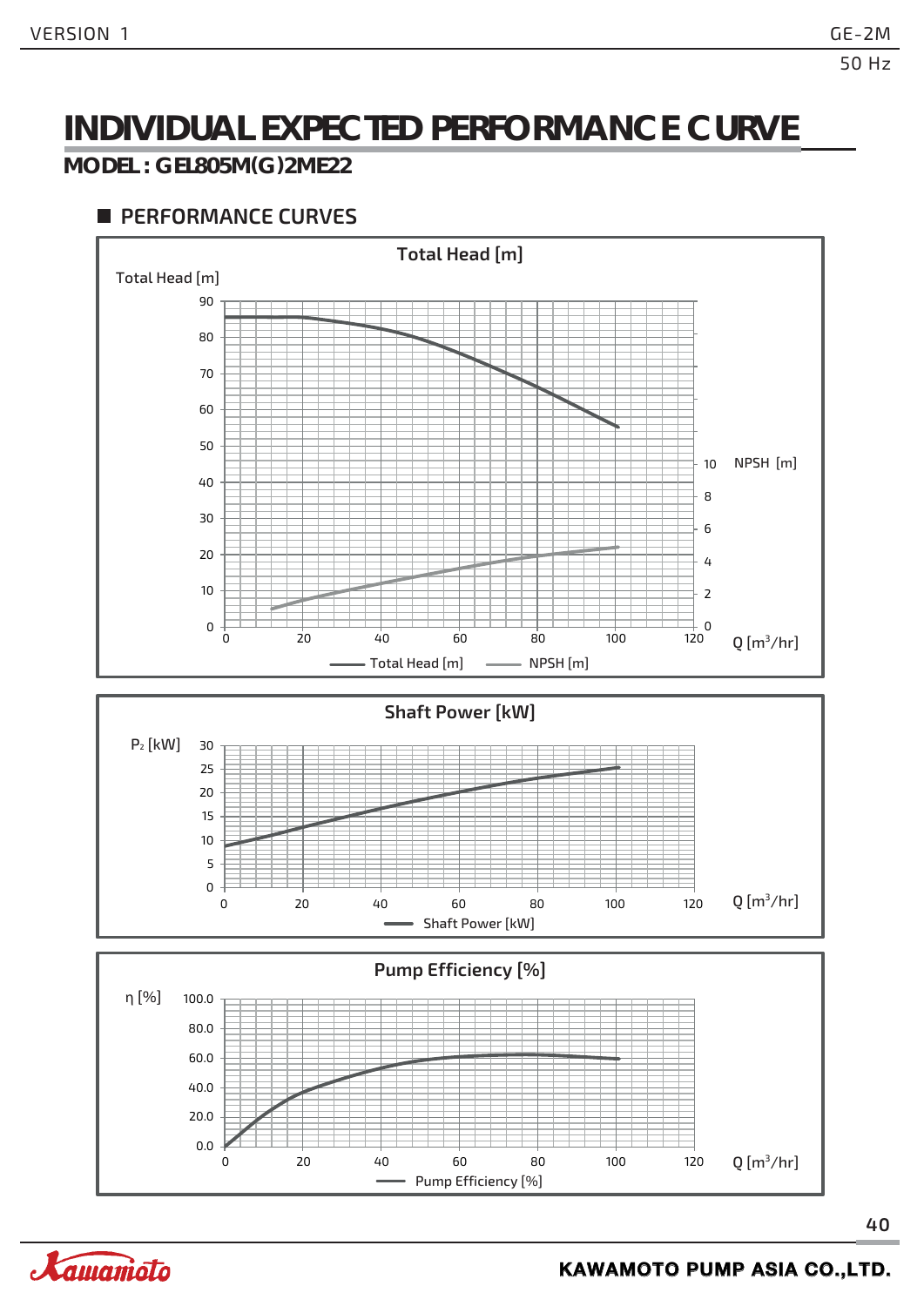# INDIVIDUAL EXPECTED PERFORMANCE CURVE

## MODEL : GEL805M(G)2ME22

### PERFORMANCE CURVES

**Total Head [m]**

Total Head [m]

90
80
70
60
50
40
30
20
10
0

NPSH [m]

10
8
6
4
2
0

0 20 40 60 80 100 120 Q [$m^3$/hr]

Total Head [m] NPSH [m]

**Shaft Power [kW]**

$P_2$ [kW]

30
25
20
15
10
5
0

0 20 40 60 80 100 120 Q [$m^3$/hr]

Shaft Power [kW]

**Pump Efficiency [%]**

η [%]

100.0
80.0
60.0
40.0
20.0
0.0

0 20 40 60 80 100 120 Q [$m^3$/hr]

Pump Efficiency [%]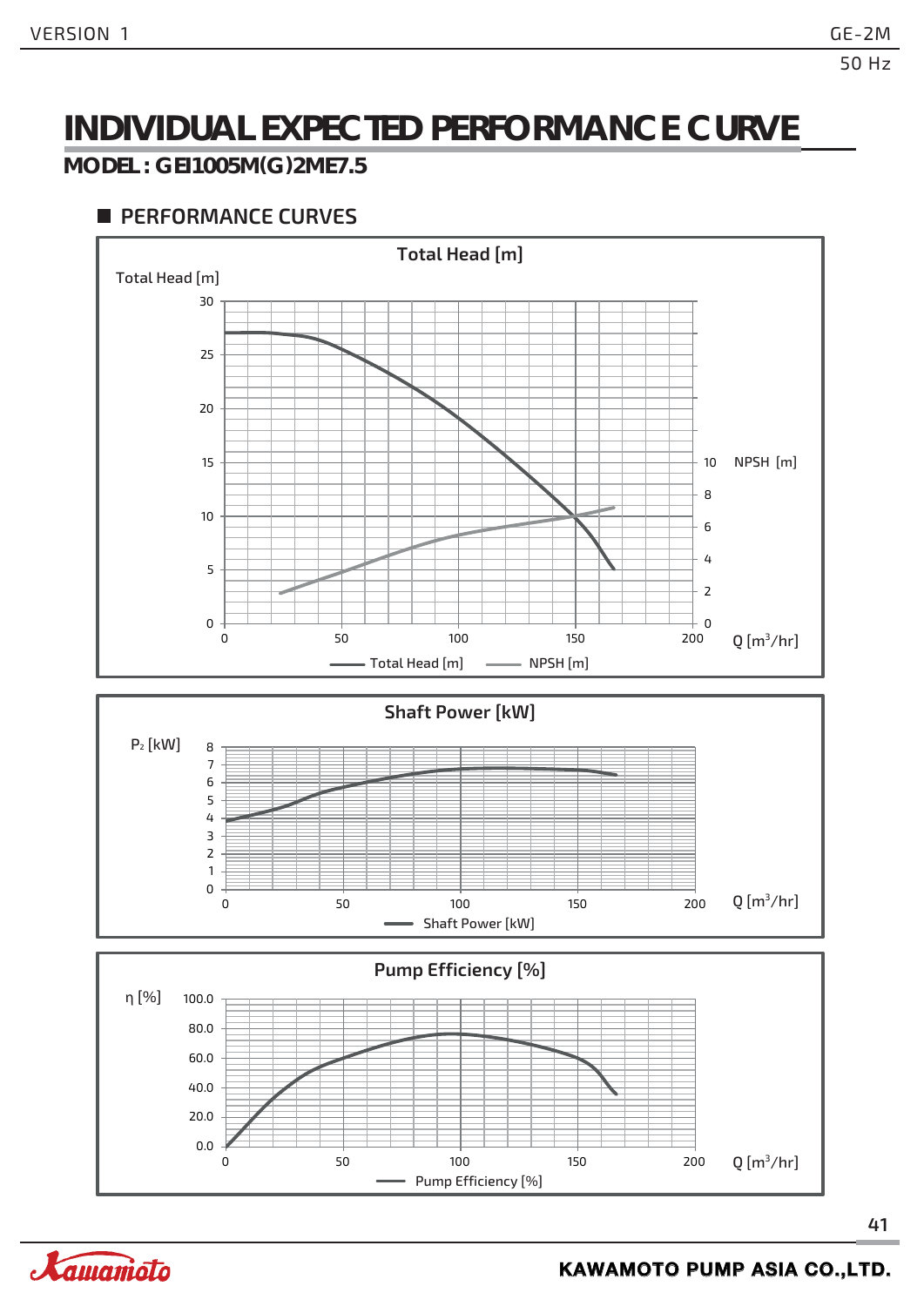# INDIVIDUAL EXPECTED PERFORMANCE CURVE

## MODEL : GEI1005M(G)2ME7.5

### PERFORMANCE CURVES

**Total Head [m]**

Total Head [m]

30, 25, 20, 15, 10, 5, 0

NPSH [m]

10, 8, 6, 4, 2, 0

0, 50, 100, 150, 200 Q [m³/hr]

Total Head [m] — NPSH [m]

**Shaft Power [kW]**

$P_2$ [kW]

8, 7, 6, 5, 4, 3, 2, 1, 0

0, 50, 100, 150, 200 Q [m³/hr]

Shaft Power [kW]

**Pump Efficiency [%]**

η [%]

100.0, 80.0, 60.0, 40.0, 20.0, 0.0

0, 50, 100, 150, 200 Q [m³/hr]

Pump Efficiency [%]

KAWAMOTO PUMP ASIA CO.,LTD.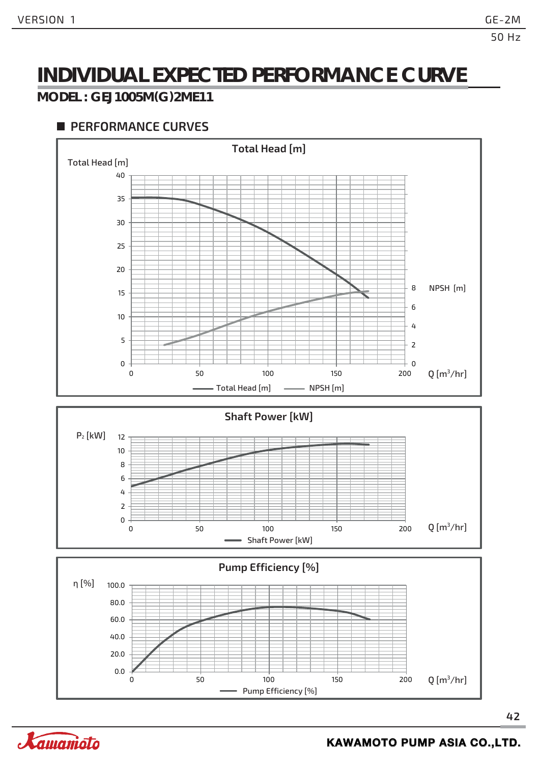# INDIVIDUAL EXPECTED PERFORMANCE CURVE

**MODEL : GEJ1005M(G)2ME11**

## ■ PERFORMANCE CURVES

**Total Head [m]**

Total Head [m]

40
35
30
25
20
15
10
5
0

0 50 100 150 200 Q [m³/hr]

NPSH [m]: 8, 6, 4, 2, 0

Total Head [m]   NPSH [m]

**Shaft Power [kW]**

$P_2$ [kW]

12
10
8
6
4
2
0

0 50 100 150 200 Q [m³/hr]

Shaft Power [kW]

**Pump Efficiency [%]**

η [%]

100.0
80.0
60.0
40.0
20.0
0.0

0 50 100 150 200 Q [m³/hr]

Pump Efficiency [%]

KAWAMOTO PUMP ASIA CO.,LTD.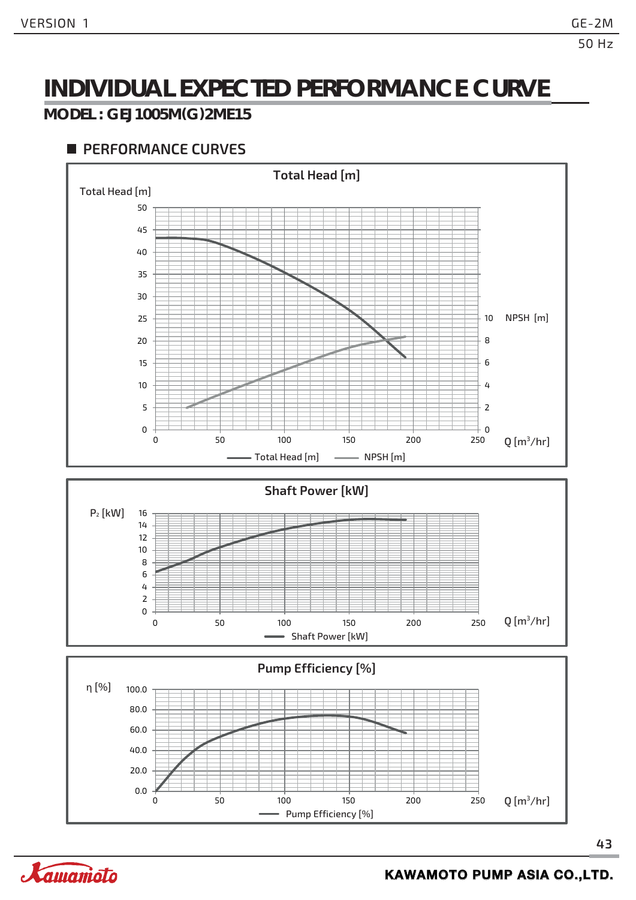# INDIVIDUAL EXPECTED PERFORMANCE CURVE

## MODEL : GEJ1005M(G)2ME15

### PERFORMANCE CURVES

**Total Head [m]**

Total Head [m]

50
45
40
35
30
25
20
15
10
5
0

0 50 100 150 200 250 Q [$m^3$/hr]

NPSH [m]

10
8
6
4
2
0

Total Head [m] — NPSH [m]

**Shaft Power [kW]**

$P_2$ [kW]

16
14
12
10
8
6
4
2
0

0 50 100 150 200 250 Q [$m^3$/hr]

Shaft Power [kW]

**Pump Efficiency [%]**

η [%]

100.0
80.0
60.0
40.0
20.0
0.0

0 50 100 150 200 250 Q [$m^3$/hr]

Pump Efficiency [%]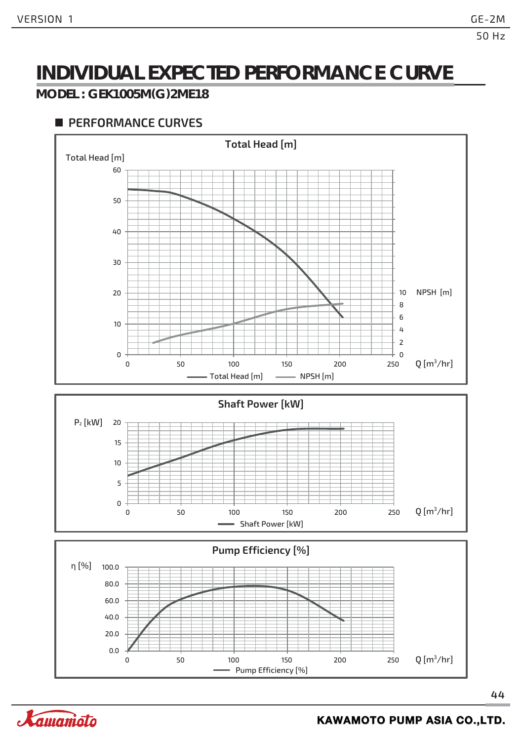# INDIVIDUAL EXPECTED PERFORMANCE CURVE

**MODEL : GEK1005M(G)2ME18**

## ■ PERFORMANCE CURVES

**Total Head [m]**

Total Head [m] | NPSH [m] | Q [$m^3$/hr]

Total Head [m] — NPSH [m]

**Shaft Power [kW]**

$P_2$ [kW] | Q [$m^3$/hr]

Shaft Power [kW]

**Pump Efficiency [%]**

η [%] | Q [$m^3$/hr]

Pump Efficiency [%]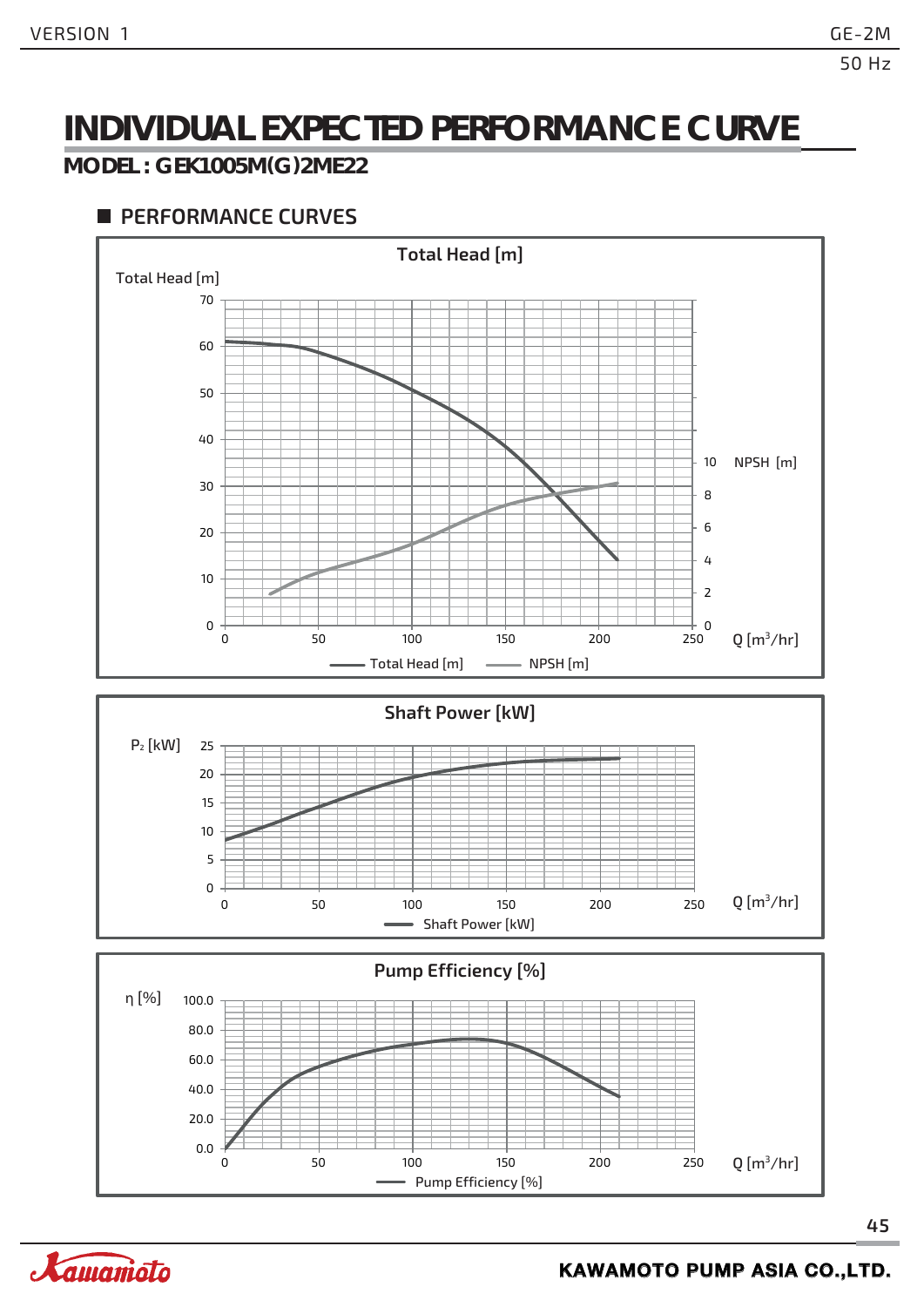# INDIVIDUAL EXPECTED PERFORMANCE CURVE

## MODEL : GEK1005M(G)2ME22

### ■ PERFORMANCE CURVES

**Total Head [m]**

Total Head [m]

70
60
50
40
30
20
10
0

0 50 100 150 200 250 Q [$m^3$/hr]

NPSH [m]: 10, 8, 6, 4, 2, 0

Total Head [m] NPSH [m]

**Shaft Power [kW]**

$P_2$ [kW]

25
20
15
10
5
0

0 50 100 150 200 250 Q [$m^3$/hr]

Shaft Power [kW]

**Pump Efficiency [%]**

η [%]

100.0
80.0
60.0
40.0
20.0
0.0

0 50 100 150 200 250 Q [$m^3$/hr]

Pump Efficiency [%]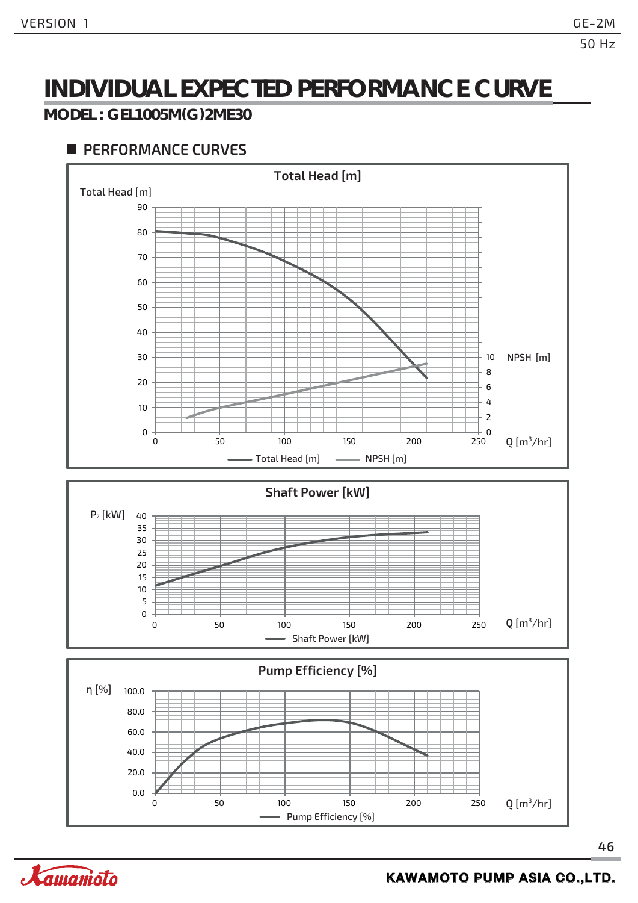# INDIVIDUAL EXPECTED PERFORMANCE CURVE

## MODEL : GEL1005M(G)2ME30

### PERFORMANCE CURVES

**Total Head [m]**

Total Head [m]

90
80
70
60
50
40
30
20
10
0

NPSH [m]

10
8
6
4
2
0

0 50 100 150 200 250 Q [m³/hr]

Total Head [m] — NPSH [m]

**Shaft Power [kW]**

$P_2$ [kW]

40
35
30
25
20
15
10
5
0

0 50 100 150 200 250 Q [m³/hr]

Shaft Power [kW]

**Pump Efficiency [%]**

η [%]

100.0
80.0
60.0
40.0
20.0
0.0

0 50 100 150 200 250 Q [m³/hr]

Pump Efficiency [%]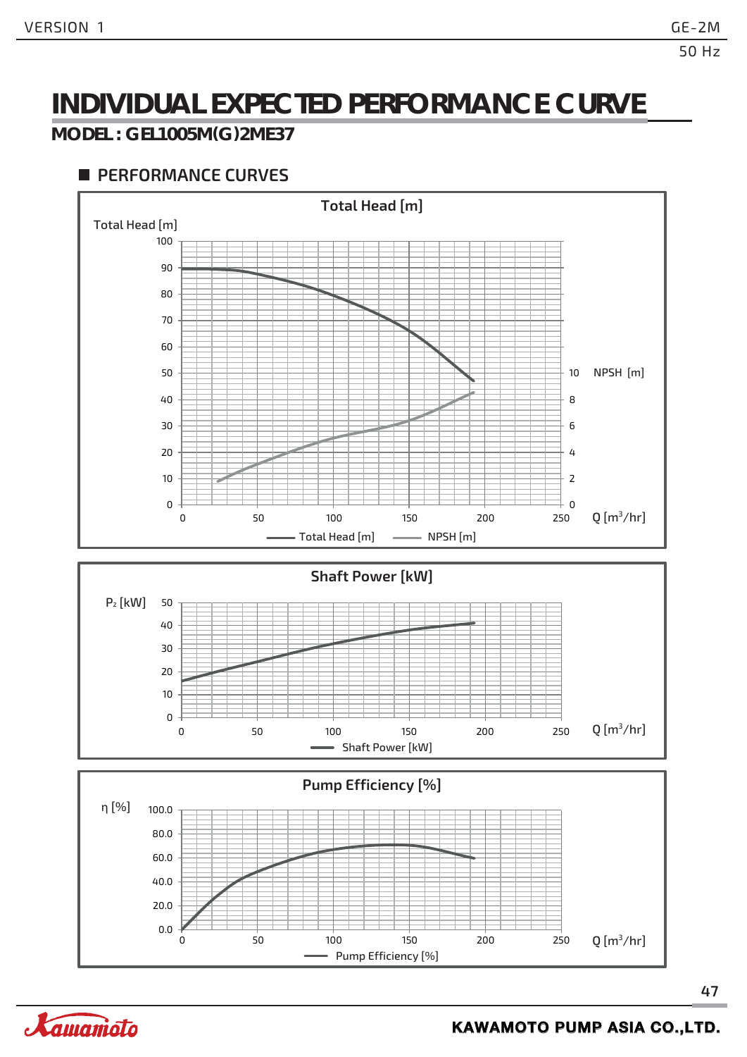# INDIVIDUAL EXPECTED PERFORMANCE CURVE

## MODEL : GEL1005M(G)2ME37

### PERFORMANCE CURVES

**Total Head [m]**

Total Head [m]

100
90
80
70
60
50
40
30
20
10
0

NPSH [m]

10
8
6
4
2
0

0 50 100 150 200 250 Q [$m^3$/hr]

Total Head [m] NPSH [m]

**Shaft Power [kW]**

$P_2$ [kW]

50
40
30
20
10
0

0 50 100 150 200 250 Q [$m^3$/hr]

Shaft Power [kW]

**Pump Efficiency [%]**

η [%]

100.0
80.0
60.0
40.0
20.0
0.0

0 50 100 150 200 250 Q [$m^3$/hr]

Pump Efficiency [%]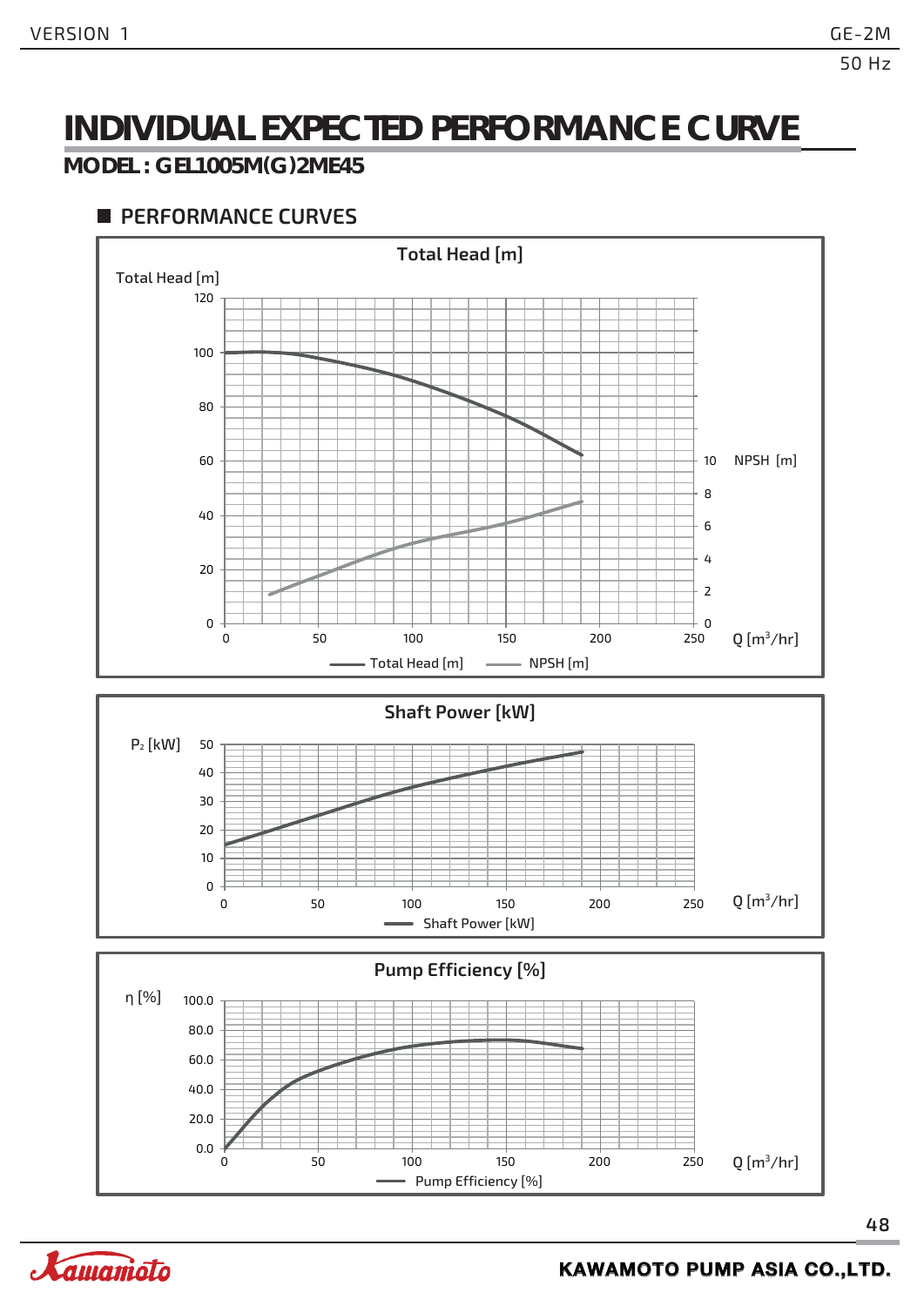# INDIVIDUAL EXPECTED PERFORMANCE CURVE

## MODEL : GEL1005M(G)2ME45

### PERFORMANCE CURVES

**Total Head [m]**

Total Head [m]

120
100
80
60
40
20
0

NPSH [m]

10
8
6
4
2
0

0 50 100 150 200 250 Q [m³/hr]

Total Head [m] NPSH [m]

**Shaft Power [kW]**

$P_2$ [kW]

50
40
30
20
10
0

0 50 100 150 200 250 Q [m³/hr]

Shaft Power [kW]

**Pump Efficiency [%]**

η [%]

100.0
80.0
60.0
40.0
20.0
0.0

0 50 100 150 200 250 Q [m³/hr]

Pump Efficiency [%]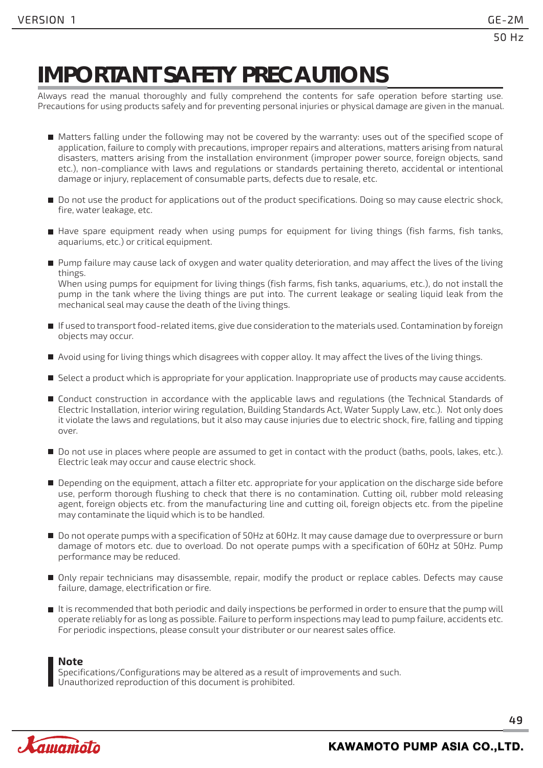# IMPORTANT SAFETY PRECAUTIONS

Always read the manual thoroughly and fully comprehend the contents for safe operation before starting use. Precautions for using products safely and for preventing personal injuries or physical damage are given in the manual.

- Matters falling under the following may not be covered by the warranty: uses out of the specified scope of application, failure to comply with precautions, improper repairs and alterations, matters arising from natural disasters, matters arising from the installation environment (improper power source, foreign objects, sand etc.), non-compliance with laws and regulations or standards pertaining thereto, accidental or intentional damage or injury, replacement of consumable parts, defects due to resale, etc.

- Do not use the product for applications out of the product specifications. Doing so may cause electric shock, fire, water leakage, etc.

- Have spare equipment ready when using pumps for equipment for living things (fish farms, fish tanks, aquariums, etc.) or critical equipment.

- Pump failure may cause lack of oxygen and water quality deterioration, and may affect the lives of the living things.
  When using pumps for equipment for living things (fish farms, fish tanks, aquariums, etc.), do not install the pump in the tank where the living things are put into. The current leakage or sealing liquid leak from the mechanical seal may cause the death of the living things.

- If used to transport food-related items, give due consideration to the materials used. Contamination by foreign objects may occur.

- Avoid using for living things which disagrees with copper alloy. It may affect the lives of the living things.

- Select a product which is appropriate for your application. Inappropriate use of products may cause accidents.

- Conduct construction in accordance with the applicable laws and regulations (the Technical Standards of Electric Installation, interior wiring regulation, Building Standards Act, Water Supply Law, etc.). Not only does it violate the laws and regulations, but it also may cause injuries due to electric shock, fire, falling and tipping over.

- Do not use in places where people are assumed to get in contact with the product (baths, pools, lakes, etc.). Electric leak may occur and cause electric shock.

- Depending on the equipment, attach a filter etc. appropriate for your application on the discharge side before use, perform thorough flushing to check that there is no contamination. Cutting oil, rubber mold releasing agent, foreign objects etc. from the manufacturing line and cutting oil, foreign objects etc. from the pipeline may contaminate the liquid which is to be handled.

- Do not operate pumps with a specification of 50Hz at 60Hz. It may cause damage due to overpressure or burn damage of motors etc. due to overload. Do not operate pumps with a specification of 60Hz at 50Hz. Pump performance may be reduced.

- Only repair technicians may disassemble, repair, modify the product or replace cables. Defects may cause failure, damage, electrification or fire.

- It is recommended that both periodic and daily inspections be performed in order to ensure that the pump will operate reliably for as long as possible. Failure to perform inspections may lead to pump failure, accidents etc. For periodic inspections, please consult your distributer or our nearest sales office.

**Note**
Specifications/Configurations may be altered as a result of improvements and such.
Unauthorized reproduction of this document is prohibited.